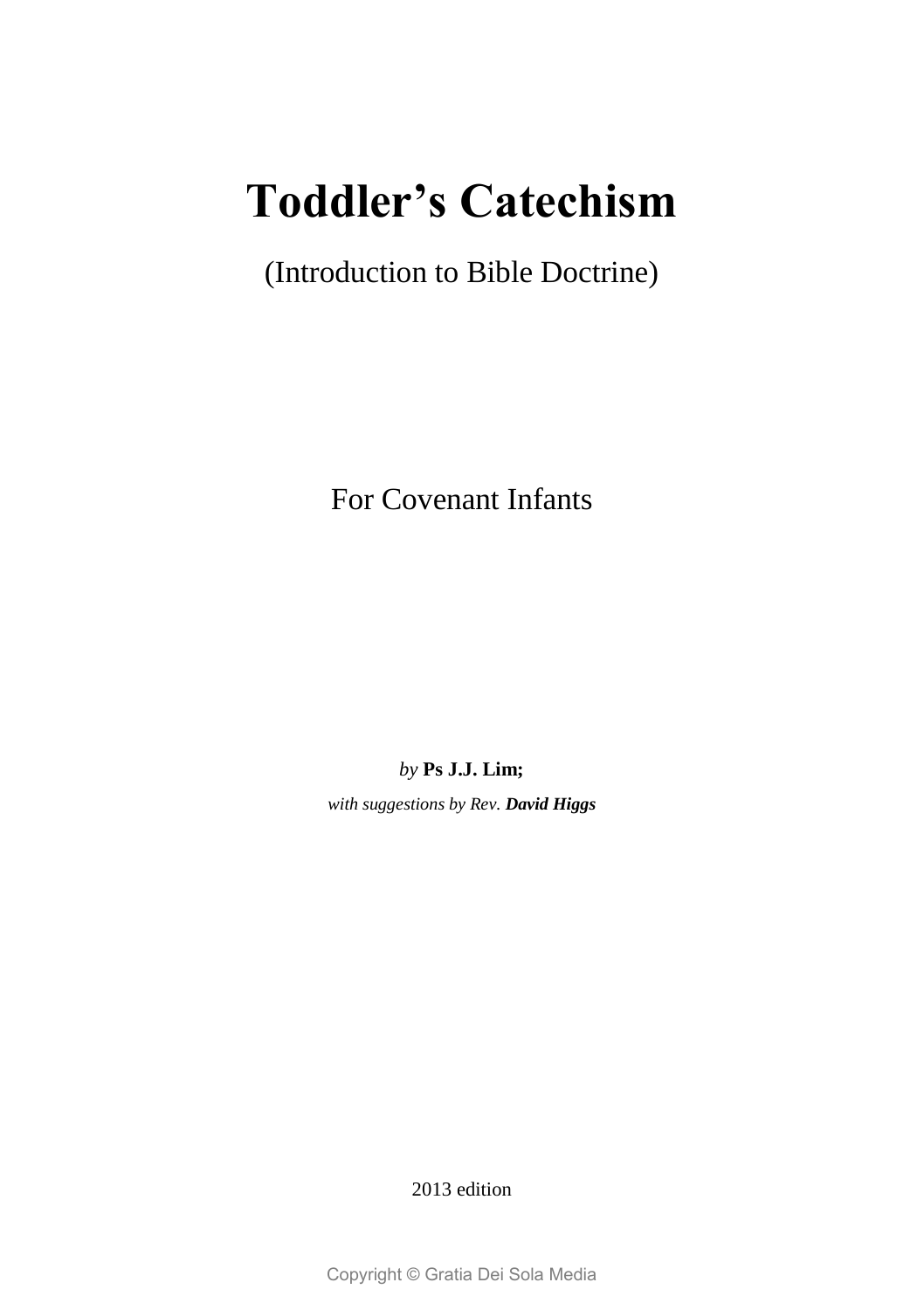# Toddler's Catechism

(Introduction to Bible Doctrine)

For Covenant Infants

*by* **Ps J.J. Lim;**

*with suggestions by Rev.* ***David Higgs***

2013 edition

Copyright © Gratia Dei Sola Media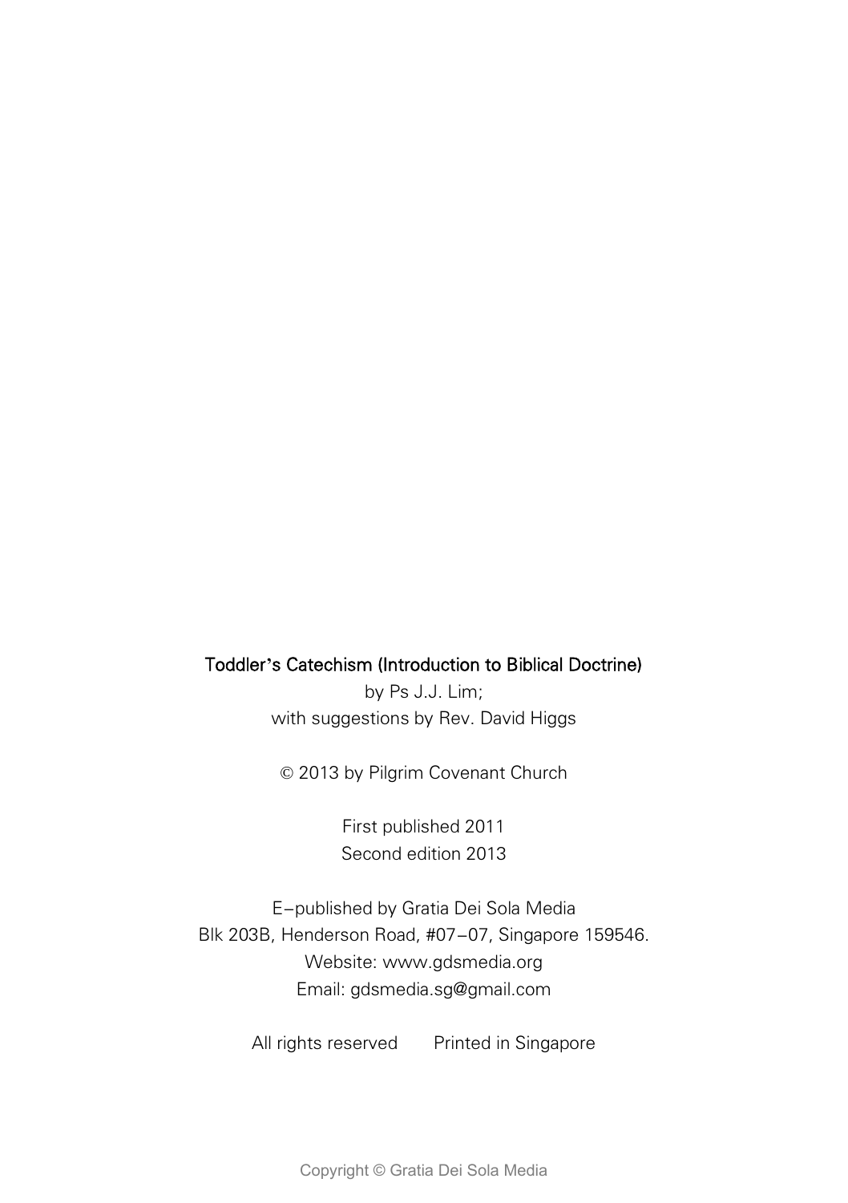**Toddler's Catechism (Introduction to Biblical Doctrine)**

by Ps J.J. Lim;
with suggestions by Rev. David Higgs

© 2013 by Pilgrim Covenant Church

First published 2011
Second edition 2013

E-published by Gratia Dei Sola Media
Blk 203B, Henderson Road, #07-07, Singapore 159546.
Website: www.gdsmedia.org
Email: gdsmedia.sg@gmail.com

All rights reserved Printed in Singapore

Copyright © Gratia Dei Sola Media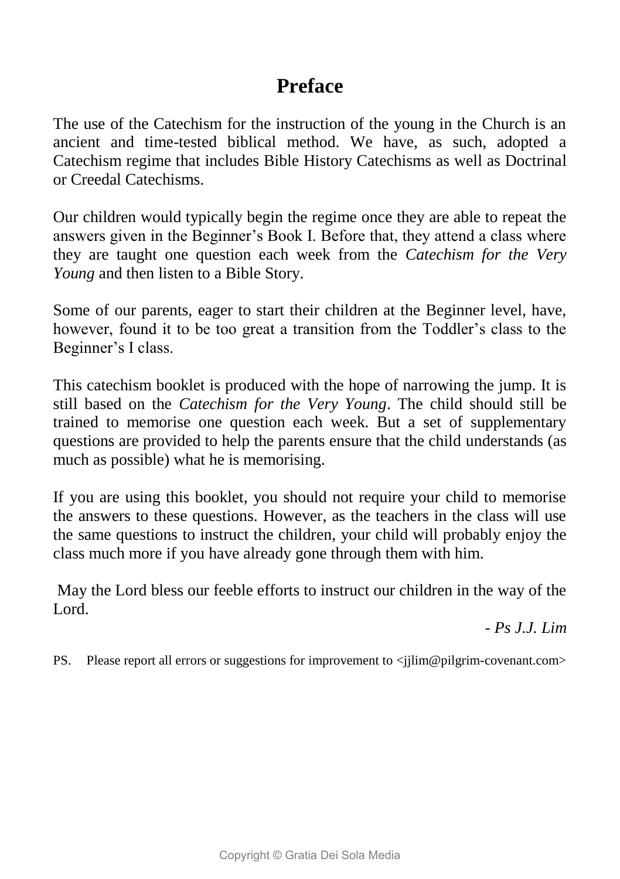# Preface

The use of the Catechism for the instruction of the young in the Church is an ancient and time-tested biblical method. We have, as such, adopted a Catechism regime that includes Bible History Catechisms as well as Doctrinal or Creedal Catechisms.

Our children would typically begin the regime once they are able to repeat the answers given in the Beginner's Book I. Before that, they attend a class where they are taught one question each week from the *Catechism for the Very Young* and then listen to a Bible Story.

Some of our parents, eager to start their children at the Beginner level, have, however, found it to be too great a transition from the Toddler's class to the Beginner's I class.

This catechism booklet is produced with the hope of narrowing the jump. It is still based on the *Catechism for the Very Young*. The child should still be trained to memorise one question each week. But a set of supplementary questions are provided to help the parents ensure that the child understands (as much as possible) what he is memorising.

If you are using this booklet, you should not require your child to memorise the answers to these questions. However, as the teachers in the class will use the same questions to instruct the children, your child will probably enjoy the class much more if you have already gone through them with him.

May the Lord bless our feeble efforts to instruct our children in the way of the Lord.

*- Ps J.J. Lim*

PS. Please report all errors or suggestions for improvement to <jjlim@pilgrim-covenant.com>

Copyright © Gratia Dei Sola Media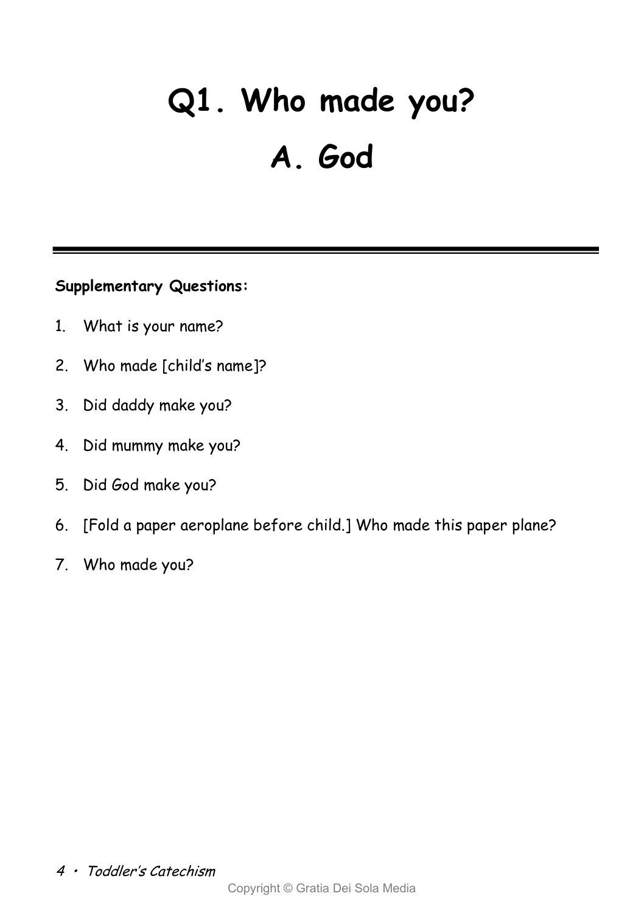# Q1. Who made you?

# A. God

**Supplementary Questions:**

1. What is your name?
2. Who made [child's name]?
3. Did daddy make you?
4. Did mummy make you?
5. Did God make you?
6. [Fold a paper aeroplane before child.] Who made this paper plane?
7. Who made you?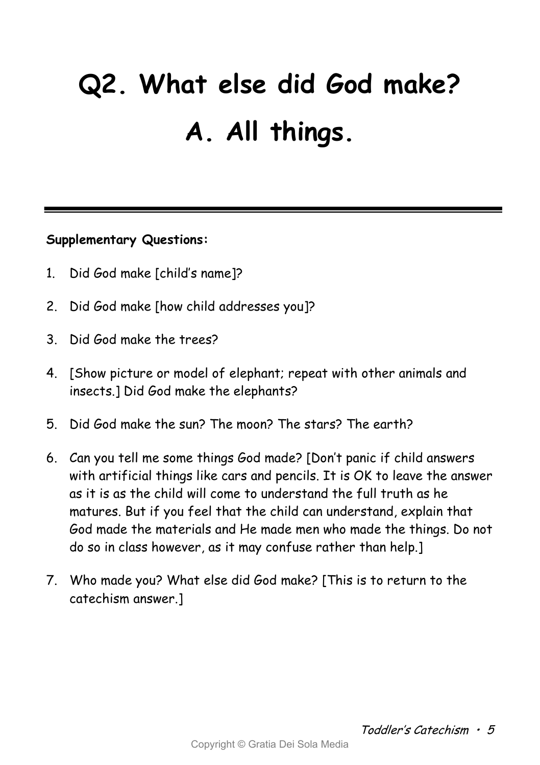# Q2. What else did God make?
# A. All things.

---

**Supplementary Questions:**

1. Did God make [child's name]?
2. Did God make [how child addresses you]?
3. Did God make the trees?
4. [Show picture or model of elephant; repeat with other animals and insects.] Did God make the elephants?
5. Did God make the sun? The moon? The stars? The earth?
6. Can you tell me some things God made? [Don't panic if child answers with artificial things like cars and pencils. It is OK to leave the answer as it is as the child will come to understand the full truth as he matures. But if you feel that the child can understand, explain that God made the materials and He made men who made the things. Do not do so in class however, as it may confuse rather than help.]
7. Who made you? What else did God make? [This is to return to the catechism answer.]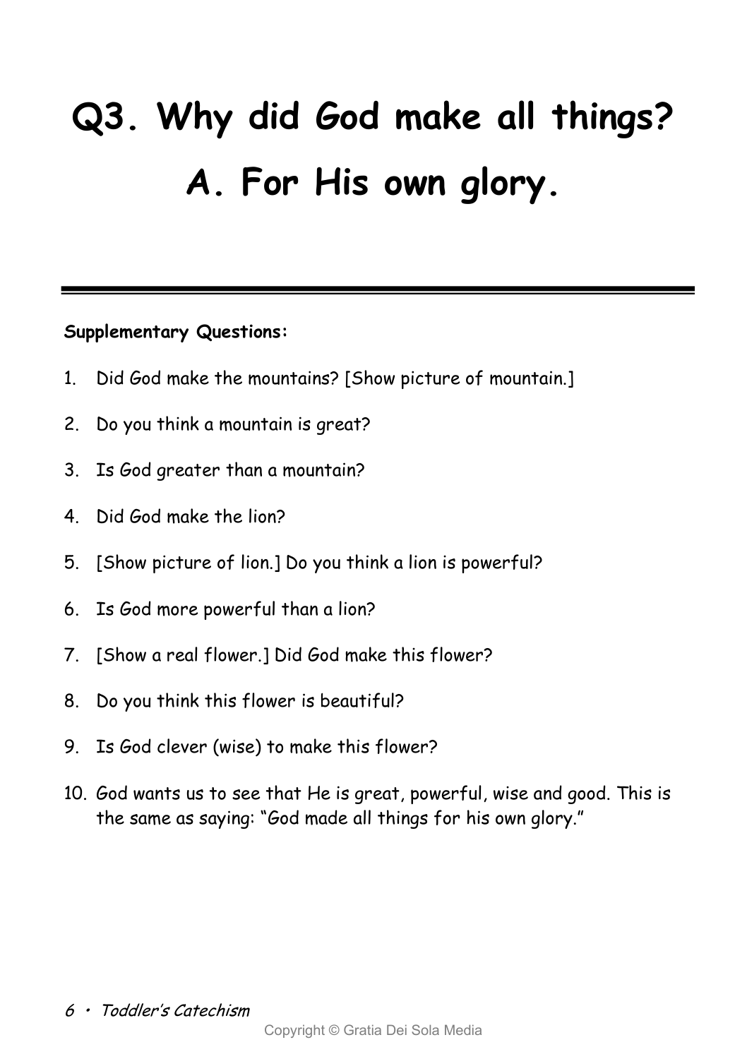# Q3. Why did God make all things?
# A. For His own glory.

**Supplementary Questions:**

1. Did God make the mountains? [Show picture of mountain.]
2. Do you think a mountain is great?
3. Is God greater than a mountain?
4. Did God make the lion?
5. [Show picture of lion.] Do you think a lion is powerful?
6. Is God more powerful than a lion?
7. [Show a real flower.] Did God make this flower?
8. Do you think this flower is beautiful?
9. Is God clever (wise) to make this flower?
10. God wants us to see that He is great, powerful, wise and good. This is the same as saying: "God made all things for his own glory."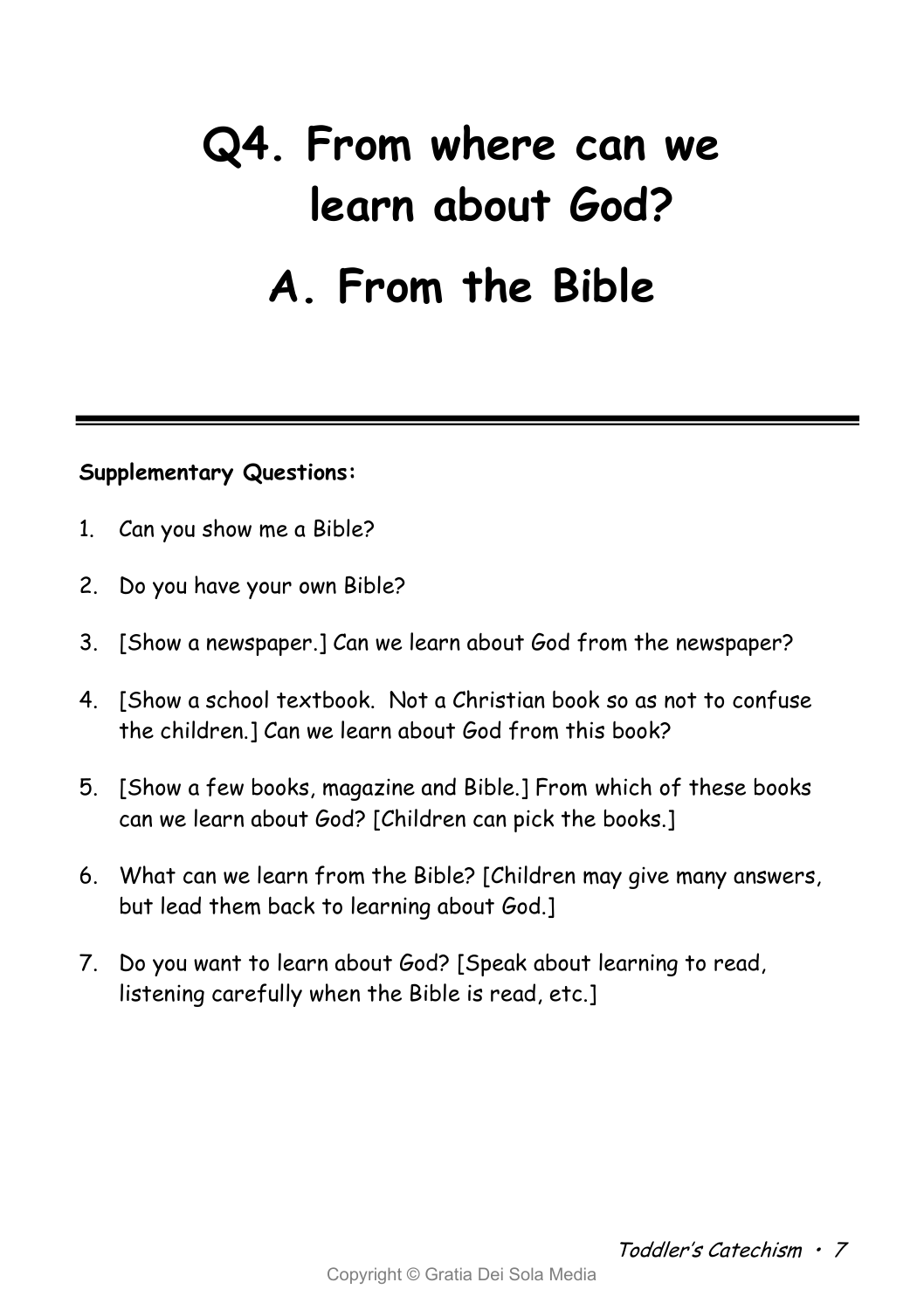# Q4. From where can we learn about God?

# A. From the Bible

---

**Supplementary Questions:**

1. Can you show me a Bible?
2. Do you have your own Bible?
3. [Show a newspaper.] Can we learn about God from the newspaper?
4. [Show a school textbook. Not a Christian book so as not to confuse the children.] Can we learn about God from this book?
5. [Show a few books, magazine and Bible.] From which of these books can we learn about God? [Children can pick the books.]
6. What can we learn from the Bible? [Children may give many answers, but lead them back to learning about God.]
7. Do you want to learn about God? [Speak about learning to read, listening carefully when the Bible is read, etc.]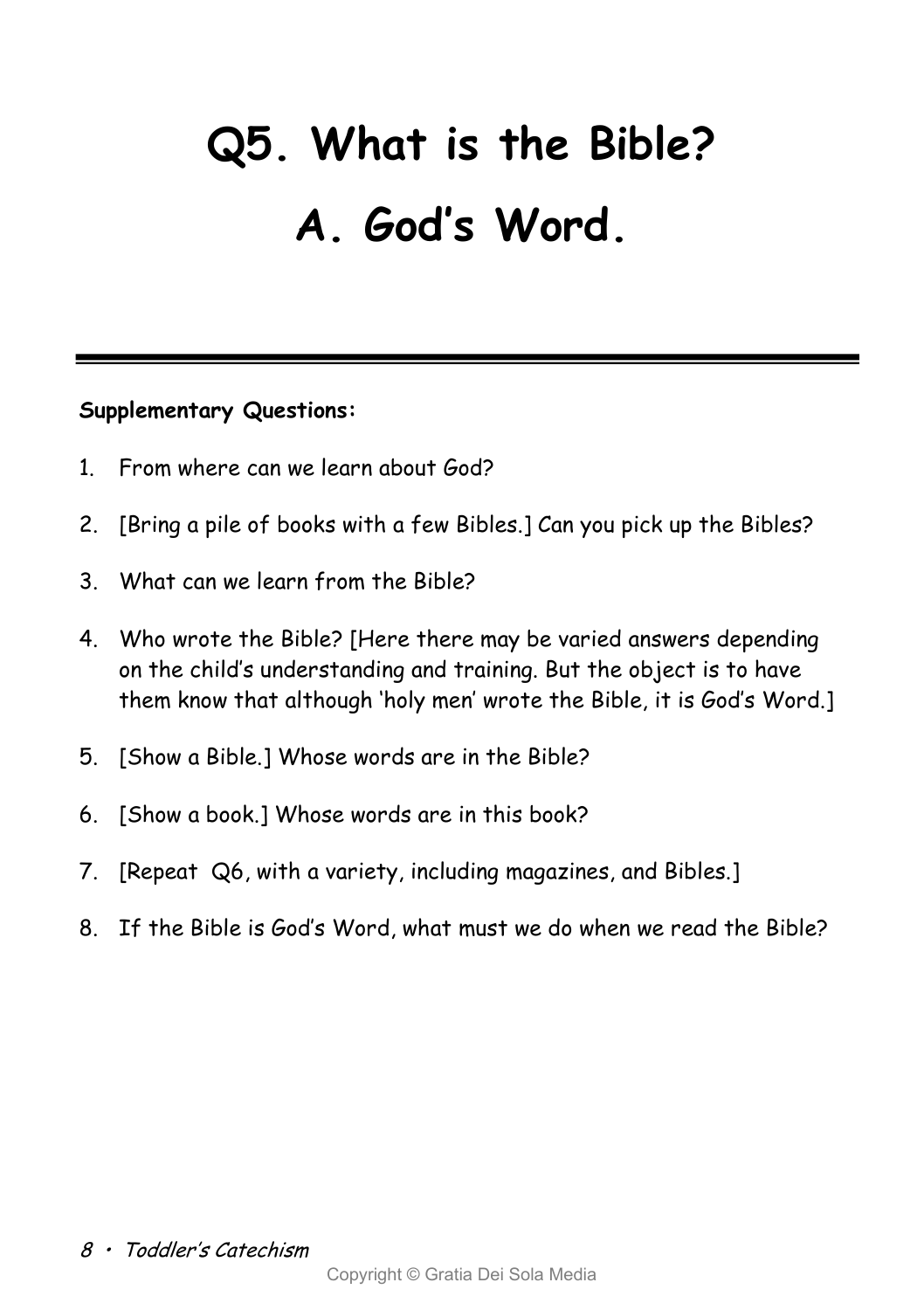# Q5. What is the Bible?

# A. God's Word.

---

**Supplementary Questions:**

1. From where can we learn about God?
2. [Bring a pile of books with a few Bibles.] Can you pick up the Bibles?
3. What can we learn from the Bible?
4. Who wrote the Bible? [Here there may be varied answers depending on the child's understanding and training. But the object is to have them know that although 'holy men' wrote the Bible, it is God's Word.]
5. [Show a Bible.] Whose words are in the Bible?
6. [Show a book.] Whose words are in this book?
7. [Repeat Q6, with a variety, including magazines, and Bibles.]
8. If the Bible is God's Word, what must we do when we read the Bible?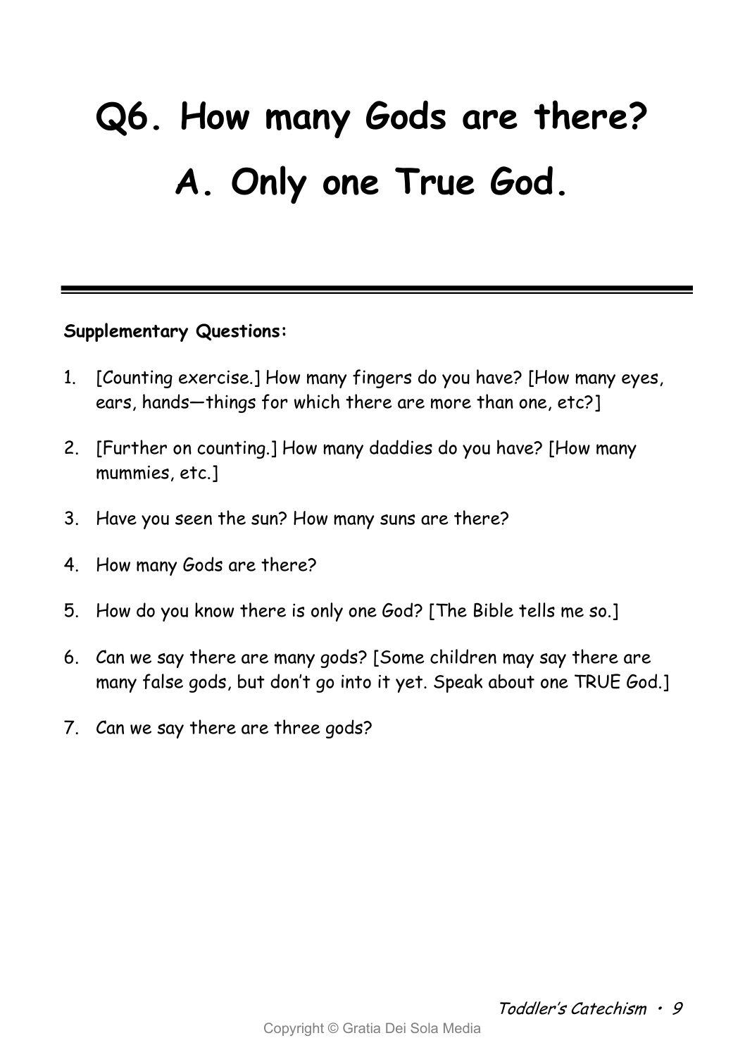# Q6. How many Gods are there?
# A. Only one True God.

---

**Supplementary Questions:**

1. [Counting exercise.] How many fingers do you have? [How many eyes, ears, hands—things for which there are more than one, etc?]

2. [Further on counting.] How many daddies do you have? [How many mummies, etc.]

3. Have you seen the sun? How many suns are there?

4. How many Gods are there?

5. How do you know there is only one God? [The Bible tells me so.]

6. Can we say there are many gods? [Some children may say there are many false gods, but don't go into it yet. Speak about one TRUE God.]

7. Can we say there are three gods?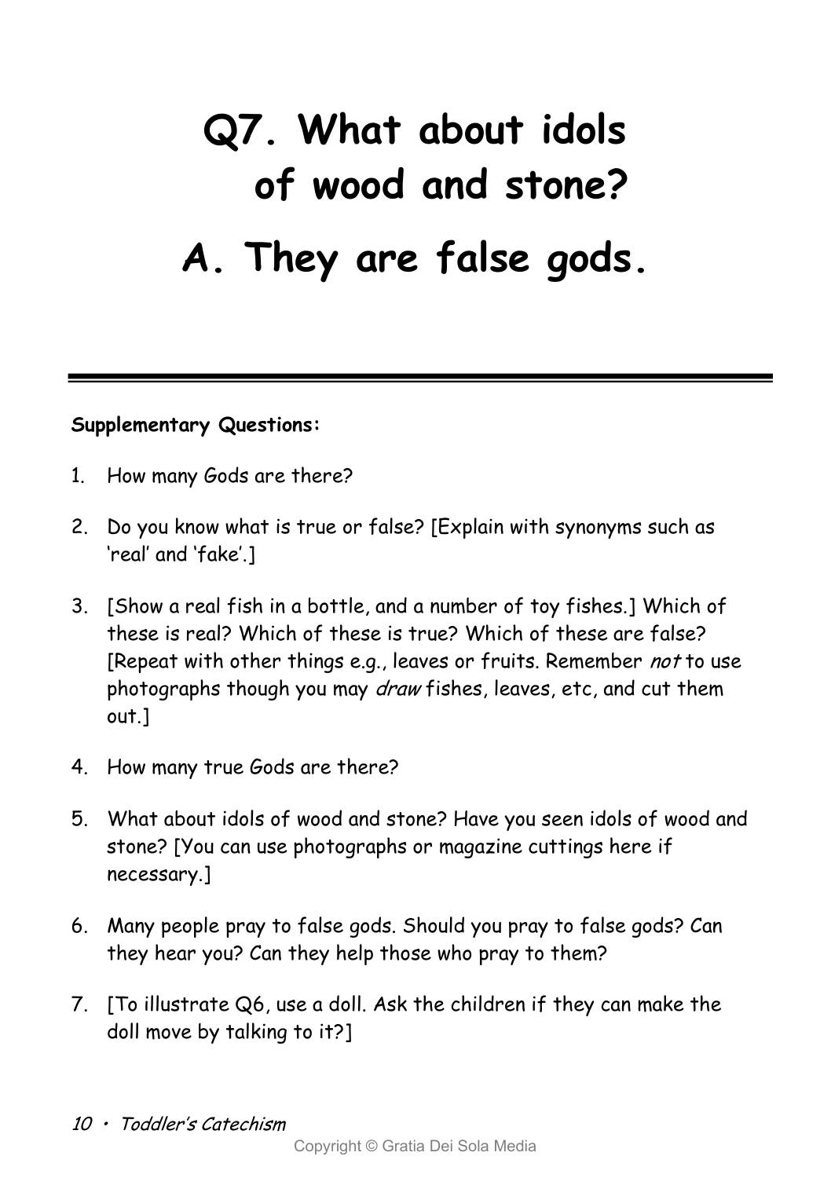# Q7. What about idols of wood and stone?

# A. They are false gods.

---

**Supplementary Questions:**

1. How many Gods are there?
2. Do you know what is true or false? [Explain with synonyms such as 'real' and 'fake'.]
3. [Show a real fish in a bottle, and a number of toy fishes.] Which of these is real? Which of these is true? Which of these are false? [Repeat with other things e.g., leaves or fruits. Remember *not* to use photographs though you may *draw* fishes, leaves, etc, and cut them out.]
4. How many true Gods are there?
5. What about idols of wood and stone? Have you seen idols of wood and stone? [You can use photographs or magazine cuttings here if necessary.]
6. Many people pray to false gods. Should you pray to false gods? Can they hear you? Can they help those who pray to them?
7. [To illustrate Q6, use a doll. Ask the children if they can make the doll move by talking to it?]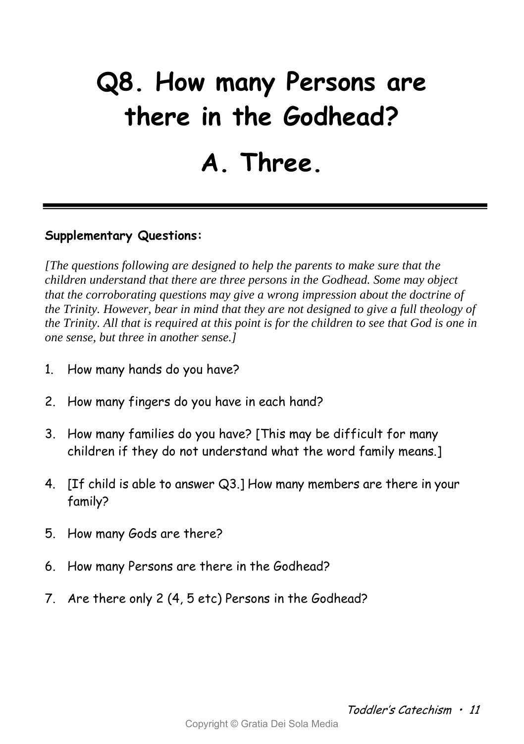# Q8. How many Persons are there in the Godhead?

# A. Three.

---

**Supplementary Questions:**

*[The questions following are designed to help the parents to make sure that the children understand that there are three persons in the Godhead. Some may object that the corroborating questions may give a wrong impression about the doctrine of the Trinity. However, bear in mind that they are not designed to give a full theology of the Trinity. All that is required at this point is for the children to see that God is one in one sense, but three in another sense.]*

1. How many hands do you have?
2. How many fingers do you have in each hand?
3. How many families do you have? [This may be difficult for many children if they do not understand what the word family means.]
4. [If child is able to answer Q3.] How many members are there in your family?
5. How many Gods are there?
6. How many Persons are there in the Godhead?
7. Are there only 2 (4, 5 etc) Persons in the Godhead?

Copyright © Gratia Dei Sola Media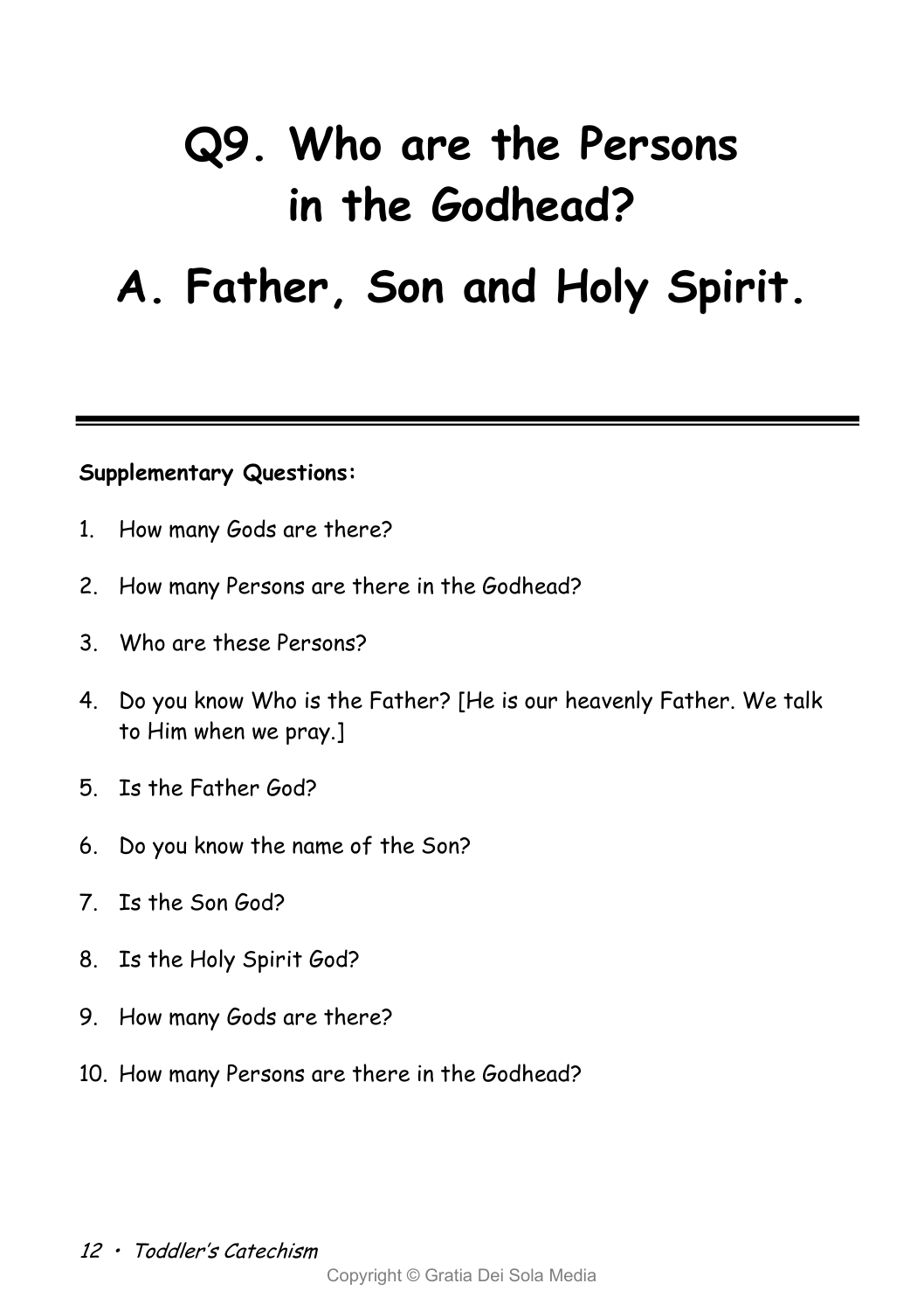# Q9. Who are the Persons in the Godhead?

# A. Father, Son and Holy Spirit.

---

**Supplementary Questions:**

1. How many Gods are there?
2. How many Persons are there in the Godhead?
3. Who are these Persons?
4. Do you know Who is the Father? [He is our heavenly Father. We talk to Him when we pray.]
5. Is the Father God?
6. Do you know the name of the Son?
7. Is the Son God?
8. Is the Holy Spirit God?
9. How many Gods are there?
10. How many Persons are there in the Godhead?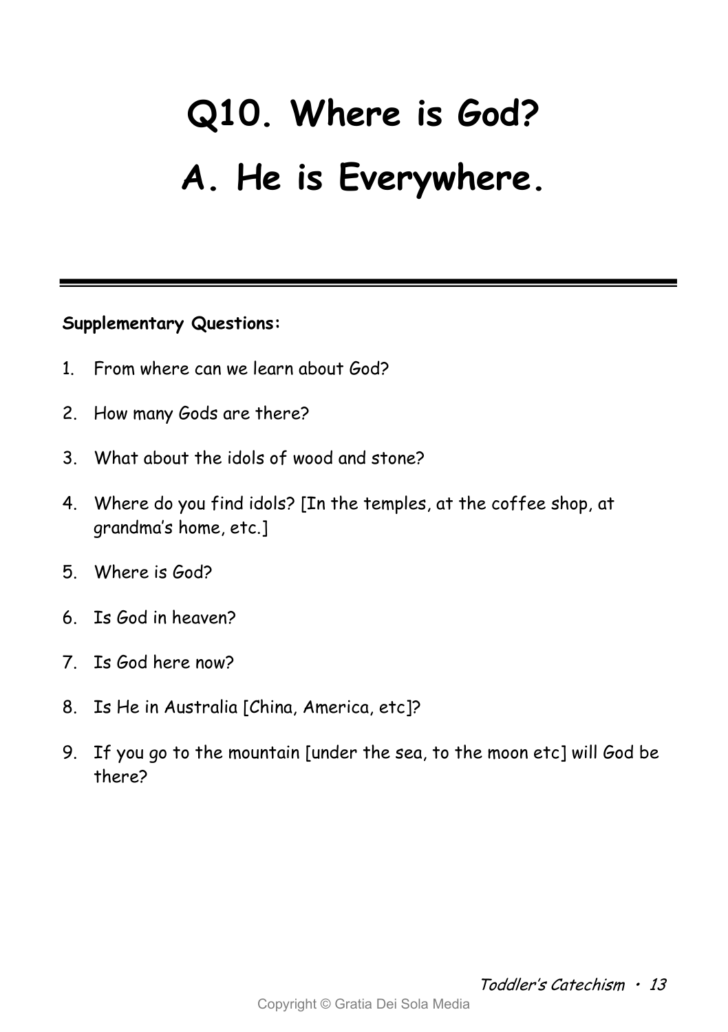# Q10. Where is God?

# A. He is Everywhere.

---

**Supplementary Questions:**

1. From where can we learn about God?
2. How many Gods are there?
3. What about the idols of wood and stone?
4. Where do you find idols? [In the temples, at the coffee shop, at grandma's home, etc.]
5. Where is God?
6. Is God in heaven?
7. Is God here now?
8. Is He in Australia [China, America, etc]?
9. If you go to the mountain [under the sea, to the moon etc] will God be there?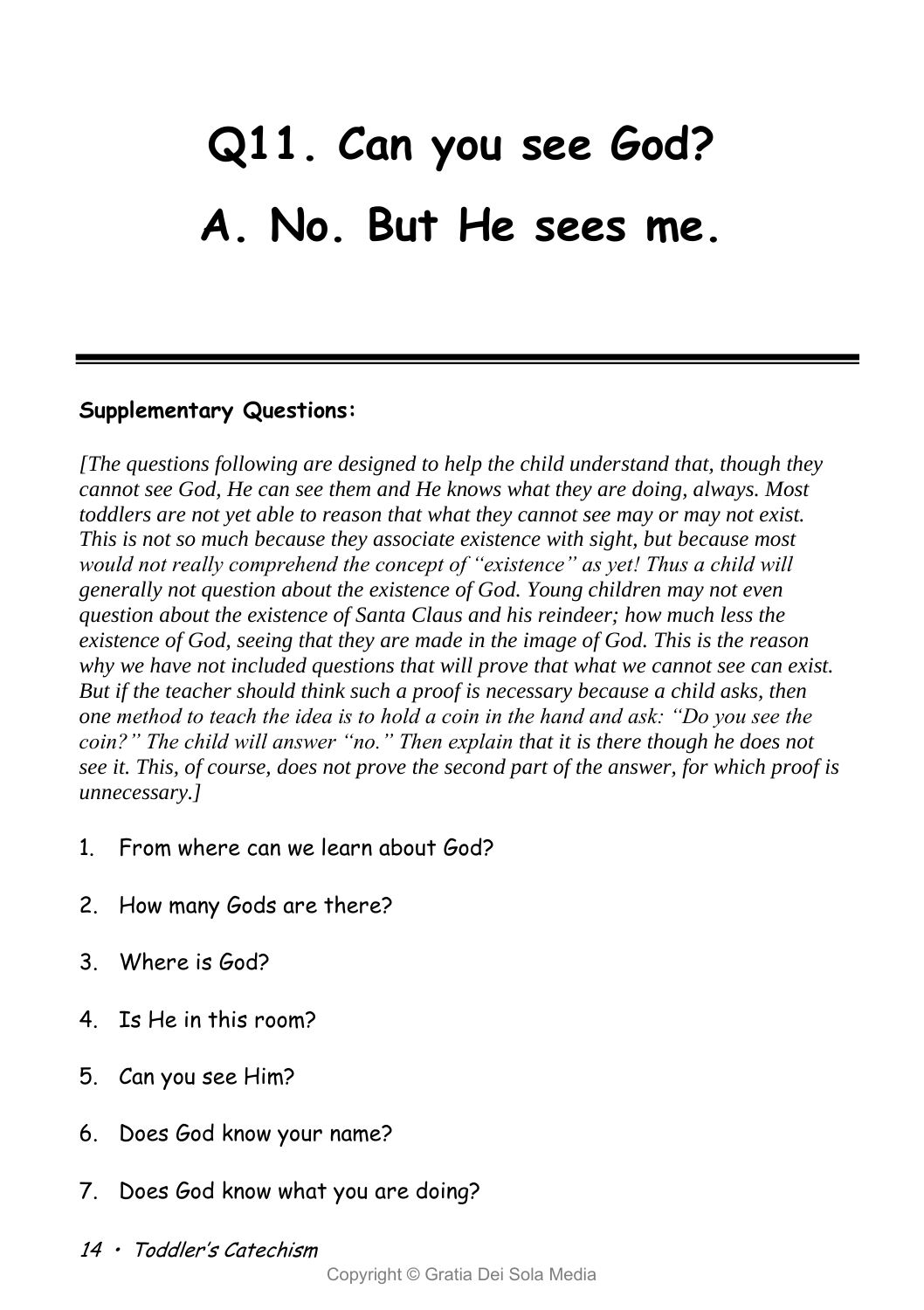# Q11. Can you see God?

# A. No. But He sees me.

---

**Supplementary Questions:**

*[The questions following are designed to help the child understand that, though they cannot see God, He can see them and He knows what they are doing, always. Most toddlers are not yet able to reason that what they cannot see may or may not exist. This is not so much because they associate existence with sight, but because most would not really comprehend the concept of "existence" as yet! Thus a child will generally not question about the existence of God. Young children may not even question about the existence of Santa Claus and his reindeer; how much less the existence of God, seeing that they are made in the image of God. This is the reason why we have not included questions that will prove that what we cannot see can exist. But if the teacher should think such a proof is necessary because a child asks, then one method to teach the idea is to hold a coin in the hand and ask: "Do you see the coin?" The child will answer "no." Then explain that it is there though he does not see it. This, of course, does not prove the second part of the answer, for which proof is unnecessary.]*

1. From where can we learn about God?
2. How many Gods are there?
3. Where is God?
4. Is He in this room?
5. Can you see Him?
6. Does God know your name?
7. Does God know what you are doing?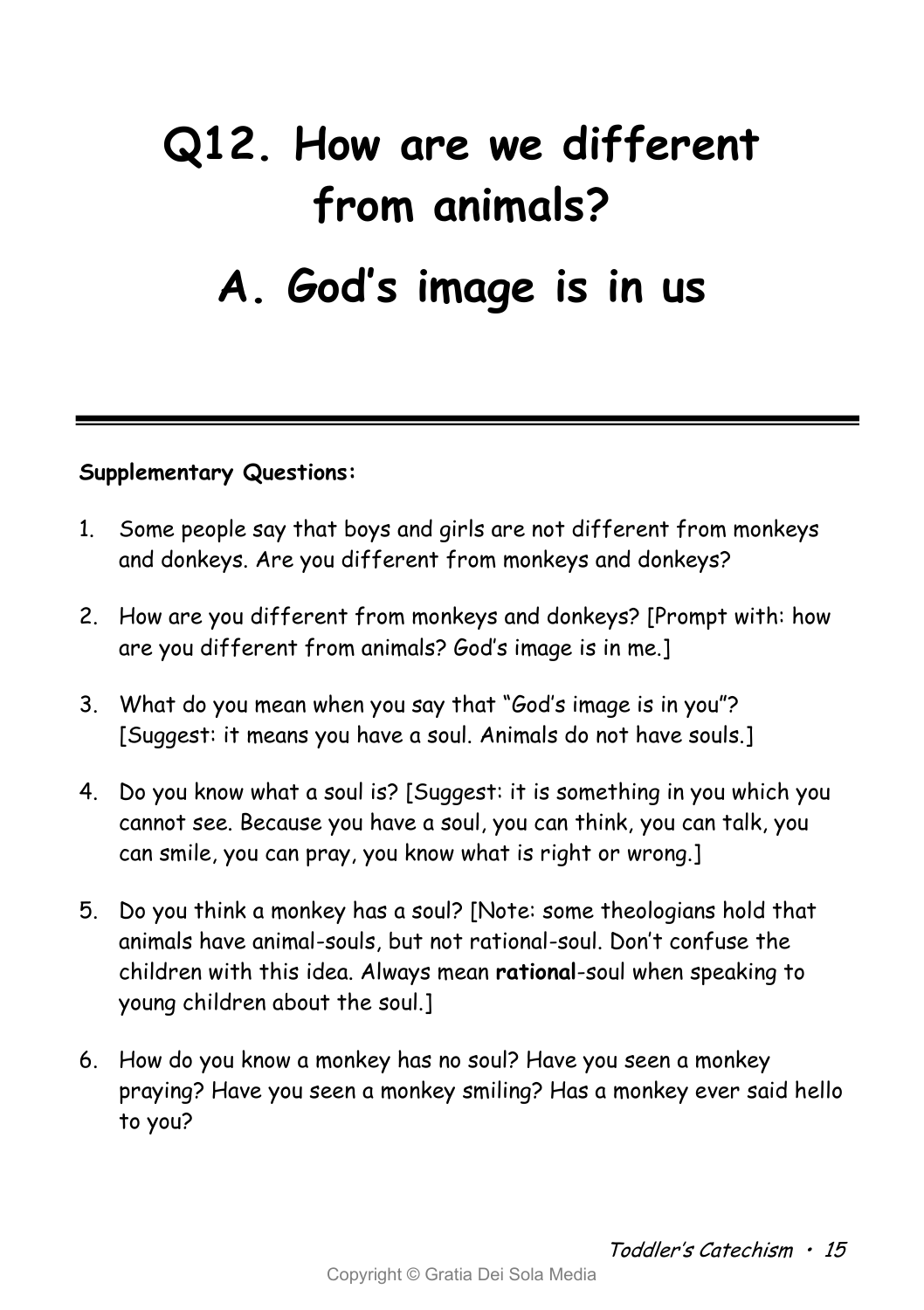# Q12. How are we different from animals?

# A. God's image is in us

---

**Supplementary Questions:**

1. Some people say that boys and girls are not different from monkeys and donkeys. Are you different from monkeys and donkeys?

2. How are you different from monkeys and donkeys? [Prompt with: how are you different from animals? God's image is in me.]

3. What do you mean when you say that "God's image is in you"? [Suggest: it means you have a soul. Animals do not have souls.]

4. Do you know what a soul is? [Suggest: it is something in you which you cannot see. Because you have a soul, you can think, you can talk, you can smile, you can pray, you know what is right or wrong.]

5. Do you think a monkey has a soul? [Note: some theologians hold that animals have animal-souls, but not rational-soul. Don't confuse the children with this idea. Always mean **rational**-soul when speaking to young children about the soul.]

6. How do you know a monkey has no soul? Have you seen a monkey praying? Have you seen a monkey smiling? Has a monkey ever said hello to you?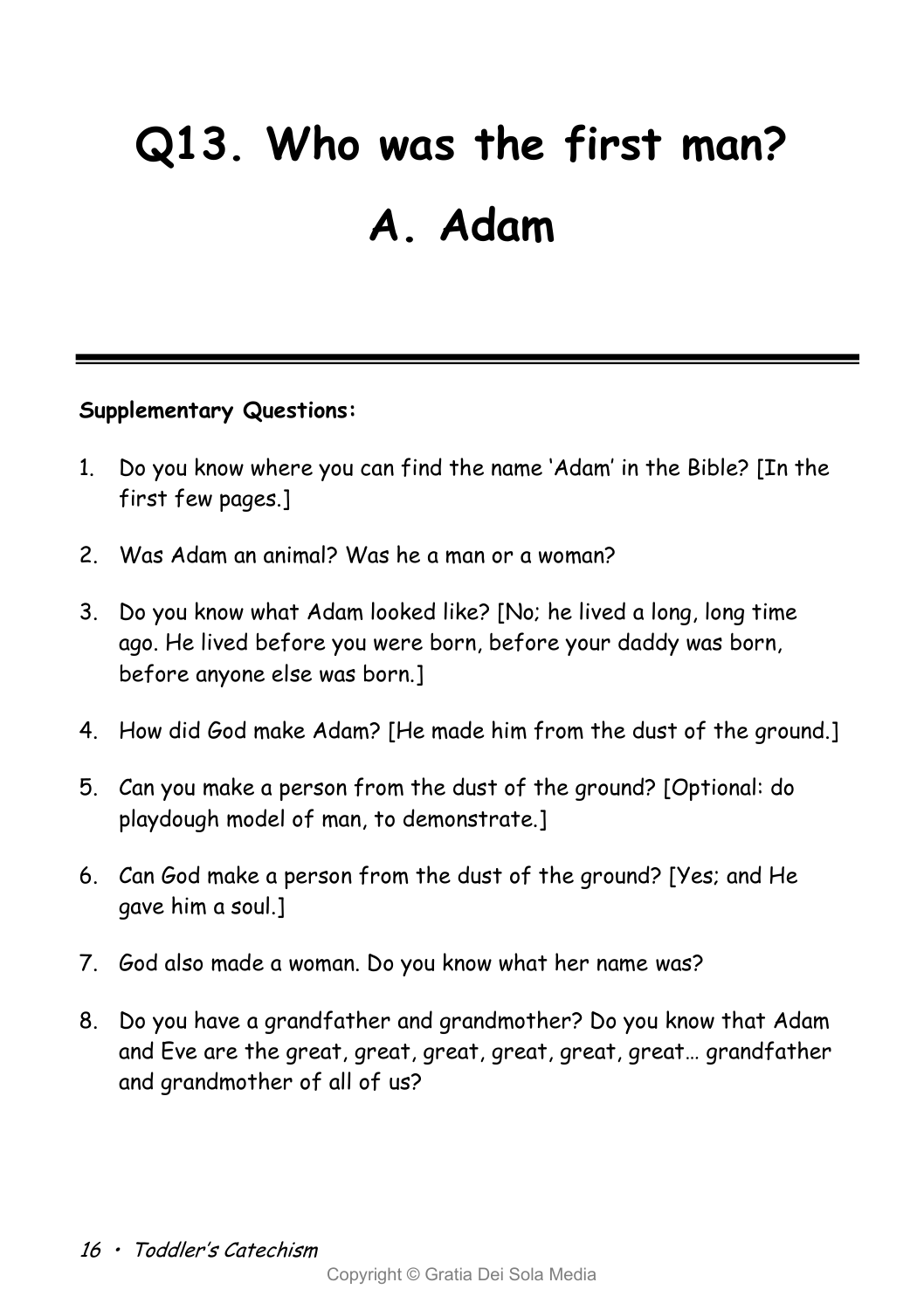# Q13. Who was the first man?

# A. Adam

**Supplementary Questions:**

1. Do you know where you can find the name 'Adam' in the Bible? [In the first few pages.]
2. Was Adam an animal? Was he a man or a woman?
3. Do you know what Adam looked like? [No; he lived a long, long time ago. He lived before you were born, before your daddy was born, before anyone else was born.]
4. How did God make Adam? [He made him from the dust of the ground.]
5. Can you make a person from the dust of the ground? [Optional: do playdough model of man, to demonstrate.]
6. Can God make a person from the dust of the ground? [Yes; and He gave him a soul.]
7. God also made a woman. Do you know what her name was?
8. Do you have a grandfather and grandmother? Do you know that Adam and Eve are the great, great, great, great, great, great… grandfather and grandmother of all of us?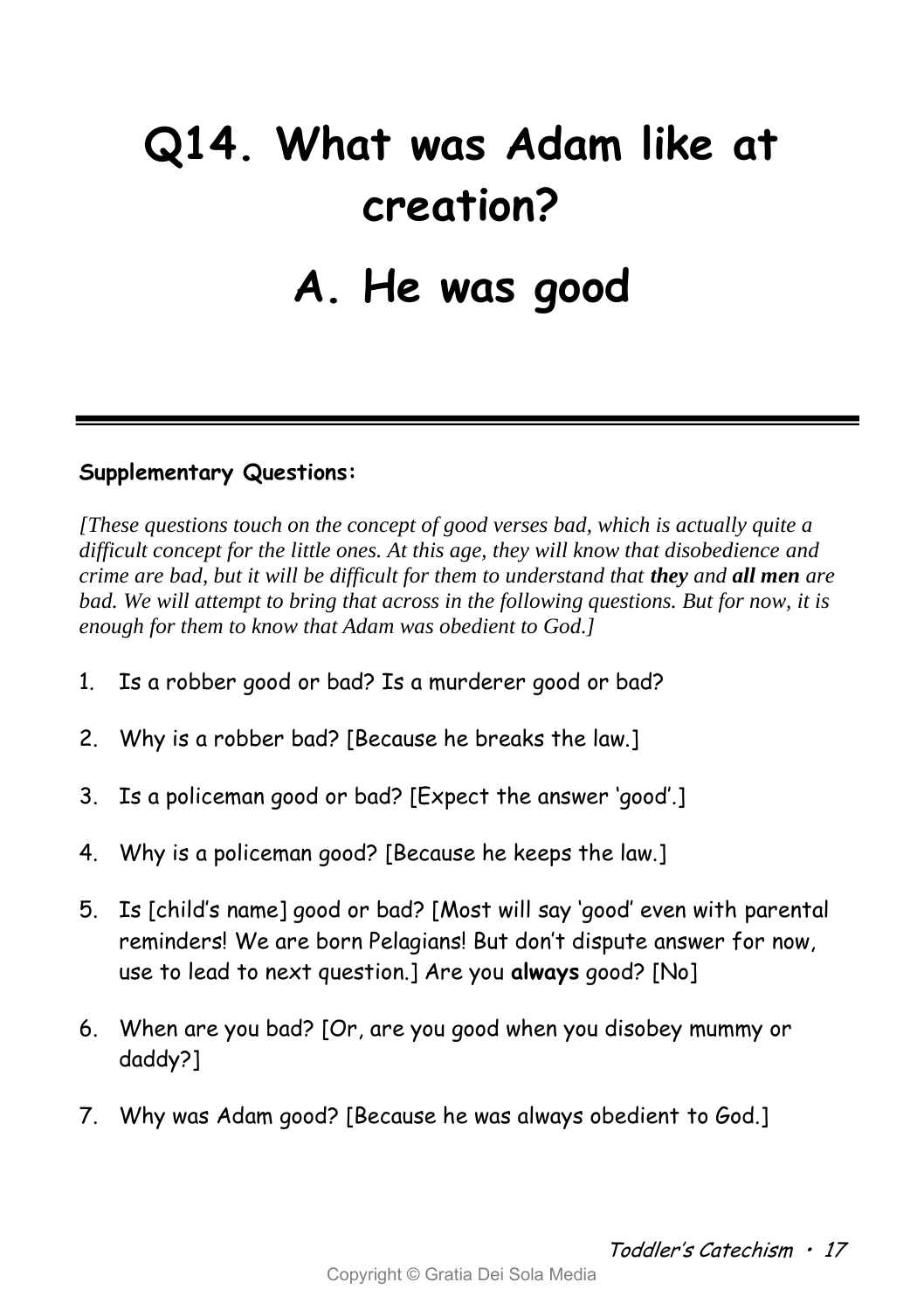# Q14. What was Adam like at creation?

# A. He was good

---

**Supplementary Questions:**

*[These questions touch on the concept of good verses bad, which is actually quite a difficult concept for the little ones. At this age, they will know that disobedience and crime are bad, but it will be difficult for them to understand that* ***they*** *and* ***all men*** *are bad. We will attempt to bring that across in the following questions. But for now, it is enough for them to know that Adam was obedient to God.]*

1. Is a robber good or bad? Is a murderer good or bad?
2. Why is a robber bad? [Because he breaks the law.]
3. Is a policeman good or bad? [Expect the answer 'good'.]
4. Why is a policeman good? [Because he keeps the law.]
5. Is [child's name] good or bad? [Most will say 'good' even with parental reminders! We are born Pelagians! But don't dispute answer for now, use to lead to next question.] Are you **always** good? [No]
6. When are you bad? [Or, are you good when you disobey mummy or daddy?]
7. Why was Adam good? [Because he was always obedient to God.]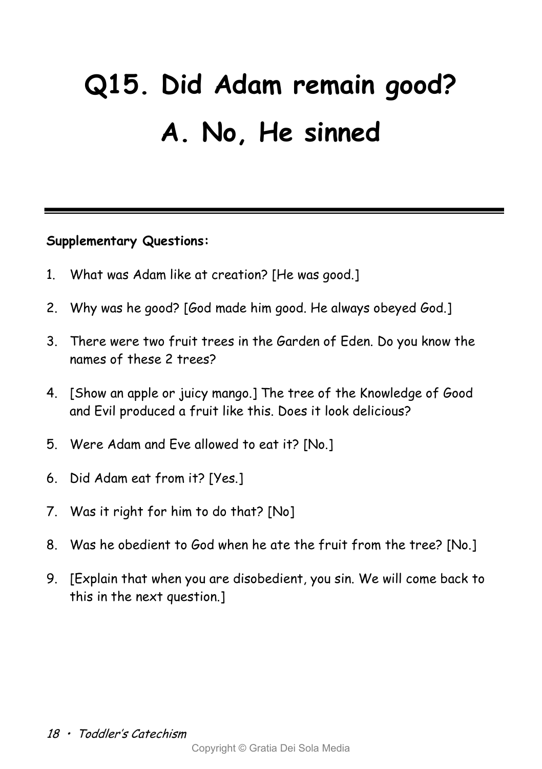# Q15. Did Adam remain good?

# A. No, He sinned

---

**Supplementary Questions:**

1. What was Adam like at creation? [He was good.]
2. Why was he good? [God made him good. He always obeyed God.]
3. There were two fruit trees in the Garden of Eden. Do you know the names of these 2 trees?
4. [Show an apple or juicy mango.] The tree of the Knowledge of Good and Evil produced a fruit like this. Does it look delicious?
5. Were Adam and Eve allowed to eat it? [No.]
6. Did Adam eat from it? [Yes.]
7. Was it right for him to do that? [No]
8. Was he obedient to God when he ate the fruit from the tree? [No.]
9. [Explain that when you are disobedient, you sin. We will come back to this in the next question.]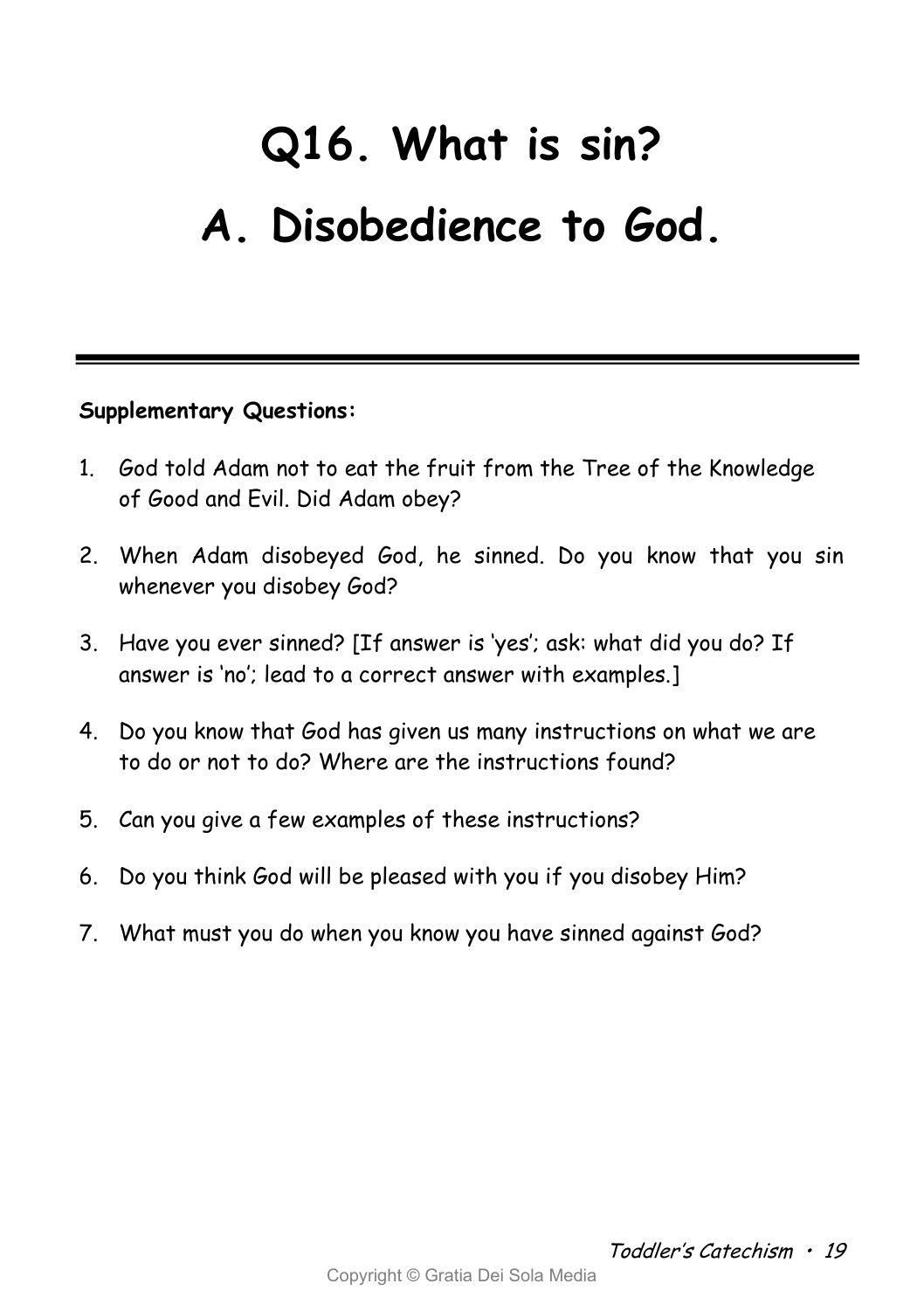# Q16. What is sin?

# A. Disobedience to God.

---

**Supplementary Questions:**

1. God told Adam not to eat the fruit from the Tree of the Knowledge of Good and Evil. Did Adam obey?

2. When Adam disobeyed God, he sinned. Do you know that you sin whenever you disobey God?

3. Have you ever sinned? [If answer is 'yes'; ask: what did you do? If answer is 'no'; lead to a correct answer with examples.]

4. Do you know that God has given us many instructions on what we are to do or not to do? Where are the instructions found?

5. Can you give a few examples of these instructions?

6. Do you think God will be pleased with you if you disobey Him?

7. What must you do when you know you have sinned against God?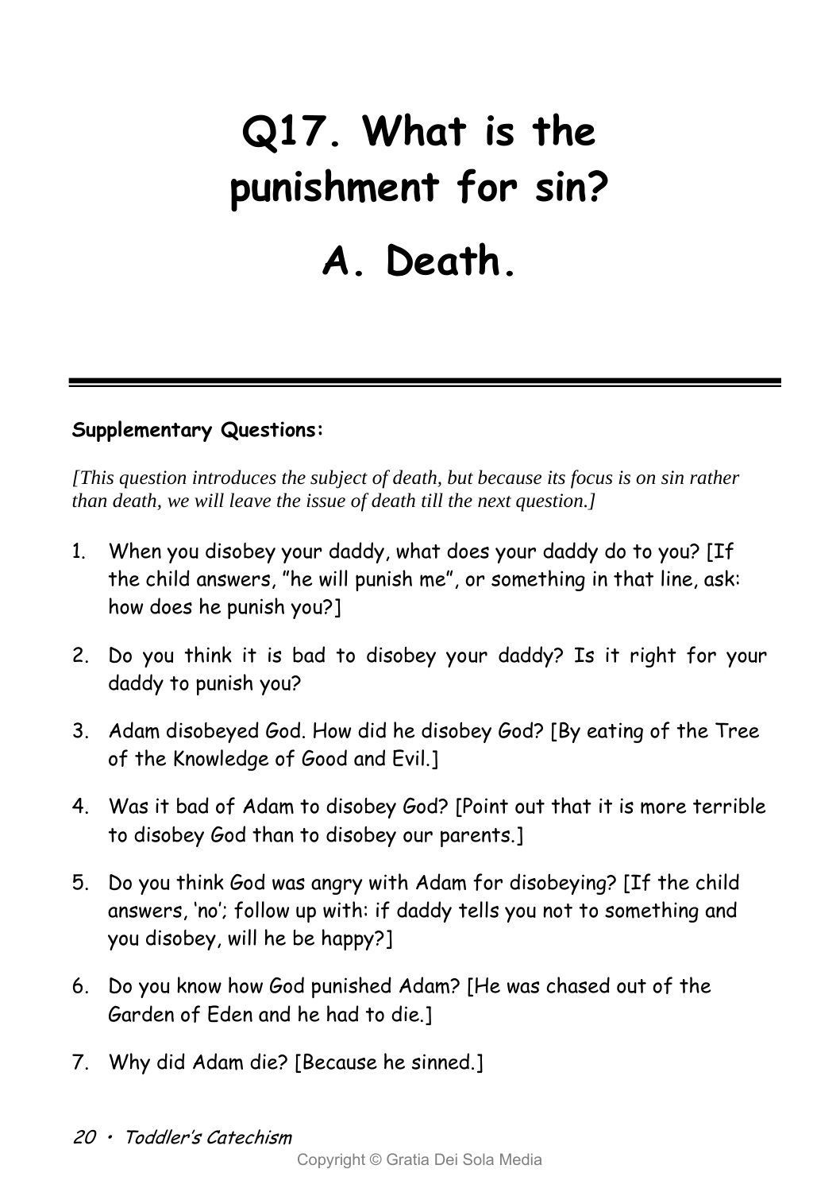# Q17. What is the punishment for sin?

# A. Death.

---

**Supplementary Questions:**

*[This question introduces the subject of death, but because its focus is on sin rather than death, we will leave the issue of death till the next question.]*

1. When you disobey your daddy, what does your daddy do to you? [If the child answers, "he will punish me", or something in that line, ask: how does he punish you?]
2. Do you think it is bad to disobey your daddy? Is it right for your daddy to punish you?
3. Adam disobeyed God. How did he disobey God? [By eating of the Tree of the Knowledge of Good and Evil.]
4. Was it bad of Adam to disobey God? [Point out that it is more terrible to disobey God than to disobey our parents.]
5. Do you think God was angry with Adam for disobeying? [If the child answers, 'no'; follow up with: if daddy tells you not to something and you disobey, will he be happy?]
6. Do you know how God punished Adam? [He was chased out of the Garden of Eden and he had to die.]
7. Why did Adam die? [Because he sinned.]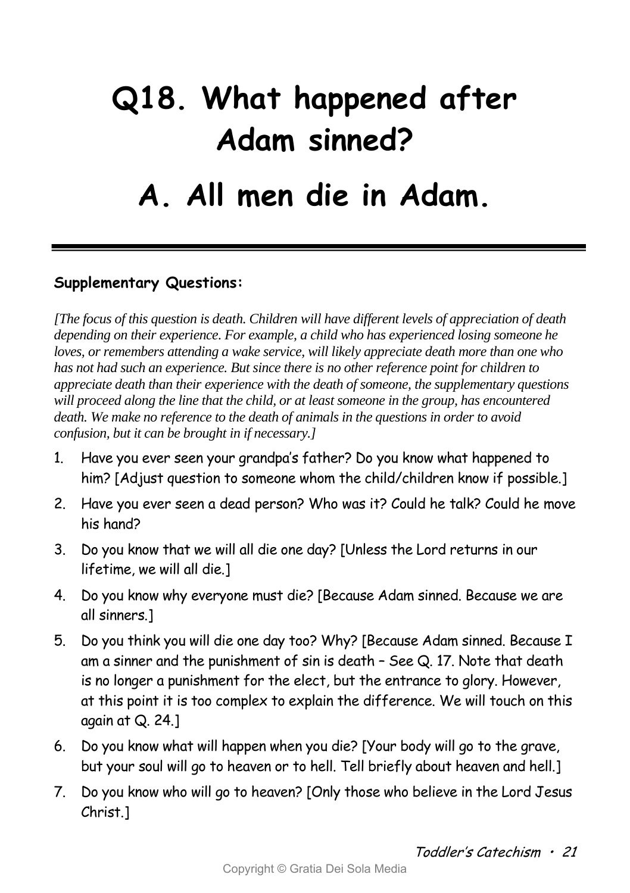# Q18. What happened after Adam sinned?

# A. All men die in Adam.

---

**Supplementary Questions:**

*[The focus of this question is death. Children will have different levels of appreciation of death depending on their experience. For example, a child who has experienced losing someone he loves, or remembers attending a wake service, will likely appreciate death more than one who has not had such an experience. But since there is no other reference point for children to appreciate death than their experience with the death of someone, the supplementary questions will proceed along the line that the child, or at least someone in the group, has encountered death. We make no reference to the death of animals in the questions in order to avoid confusion, but it can be brought in if necessary.]*

1. Have you ever seen your grandpa's father? Do you know what happened to him? [Adjust question to someone whom the child/children know if possible.]
2. Have you ever seen a dead person? Who was it? Could he talk? Could he move his hand?
3. Do you know that we will all die one day? [Unless the Lord returns in our lifetime, we will all die.]
4. Do you know why everyone must die? [Because Adam sinned. Because we are all sinners.]
5. Do you think you will die one day too? Why? [Because Adam sinned. Because I am a sinner and the punishment of sin is death – See Q. 17. Note that death is no longer a punishment for the elect, but the entrance to glory. However, at this point it is too complex to explain the difference. We will touch on this again at Q. 24.]
6. Do you know what will happen when you die? [Your body will go to the grave, but your soul will go to heaven or to hell. Tell briefly about heaven and hell.]
7. Do you know who will go to heaven? [Only those who believe in the Lord Jesus Christ.]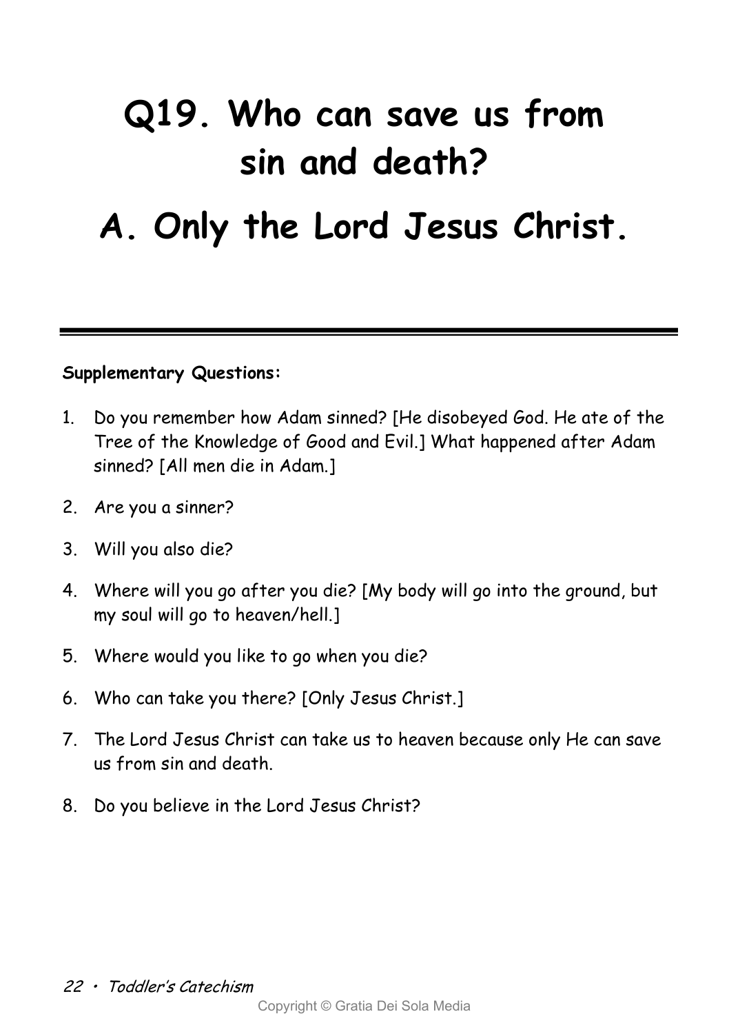# Q19. Who can save us from sin and death?

# A. Only the Lord Jesus Christ.

---

**Supplementary Questions:**

1. Do you remember how Adam sinned? [He disobeyed God. He ate of the Tree of the Knowledge of Good and Evil.] What happened after Adam sinned? [All men die in Adam.]
2. Are you a sinner?
3. Will you also die?
4. Where will you go after you die? [My body will go into the ground, but my soul will go to heaven/hell.]
5. Where would you like to go when you die?
6. Who can take you there? [Only Jesus Christ.]
7. The Lord Jesus Christ can take us to heaven because only He can save us from sin and death.
8. Do you believe in the Lord Jesus Christ?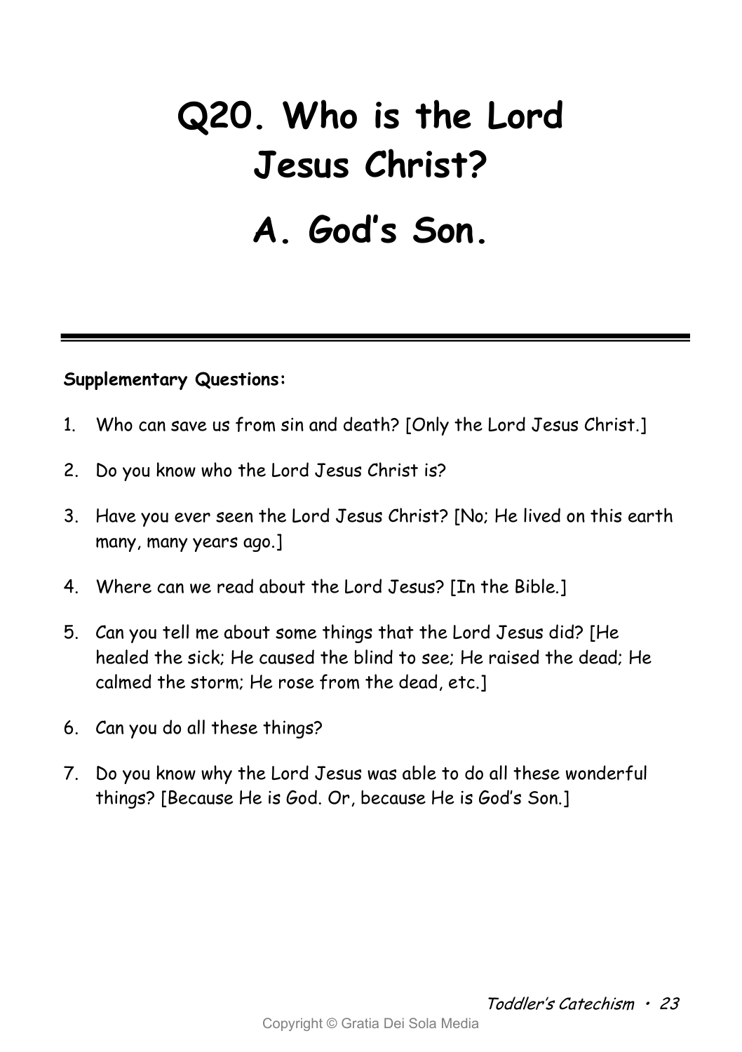# Q20. Who is the Lord Jesus Christ?

# A. God's Son.

---

**Supplementary Questions:**

1. Who can save us from sin and death? [Only the Lord Jesus Christ.]
2. Do you know who the Lord Jesus Christ is?
3. Have you ever seen the Lord Jesus Christ? [No; He lived on this earth many, many years ago.]
4. Where can we read about the Lord Jesus? [In the Bible.]
5. Can you tell me about some things that the Lord Jesus did? [He healed the sick; He caused the blind to see; He raised the dead; He calmed the storm; He rose from the dead, etc.]
6. Can you do all these things?
7. Do you know why the Lord Jesus was able to do all these wonderful things? [Because He is God. Or, because He is God's Son.]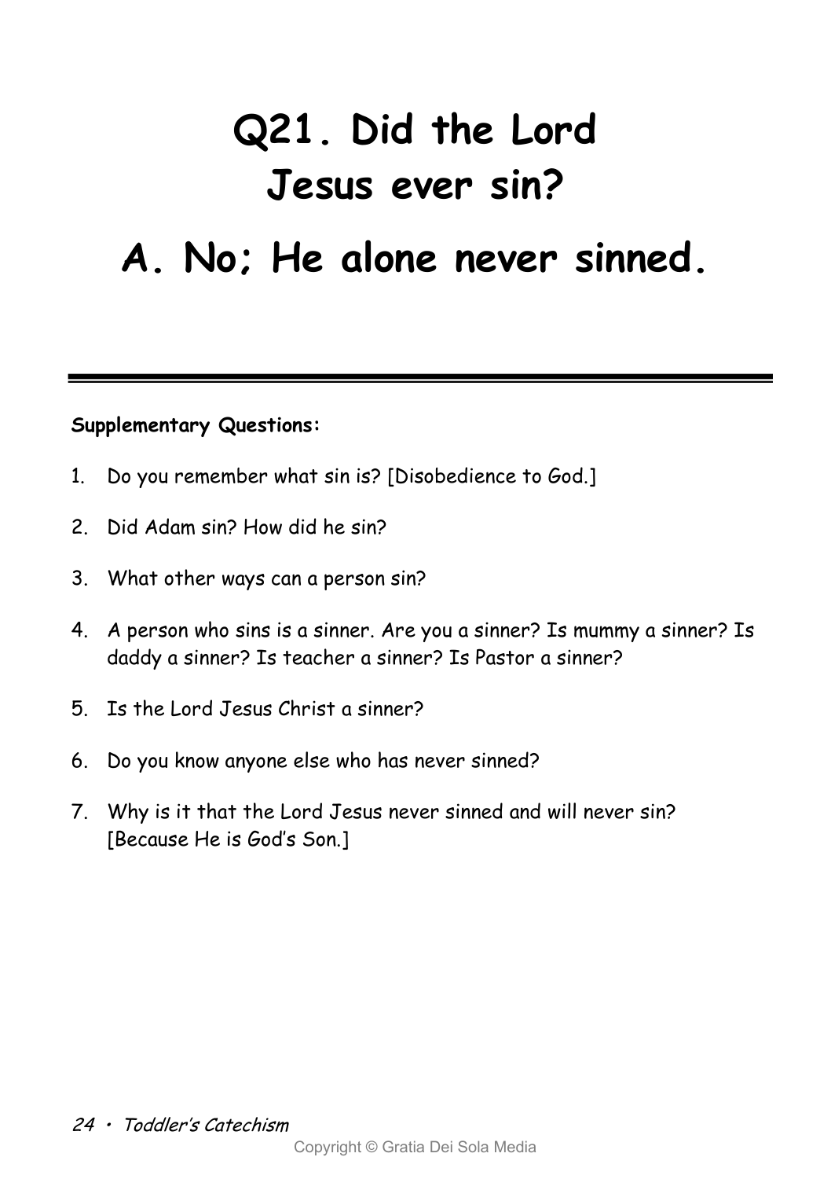# Q21. Did the Lord Jesus ever sin?

# A. No; He alone never sinned.

---

**Supplementary Questions:**

1. Do you remember what sin is? [Disobedience to God.]
2. Did Adam sin? How did he sin?
3. What other ways can a person sin?
4. A person who sins is a sinner. Are you a sinner? Is mummy a sinner? Is daddy a sinner? Is teacher a sinner? Is Pastor a sinner?
5. Is the Lord Jesus Christ a sinner?
6. Do you know anyone else who has never sinned?
7. Why is it that the Lord Jesus never sinned and will never sin? [Because He is God's Son.]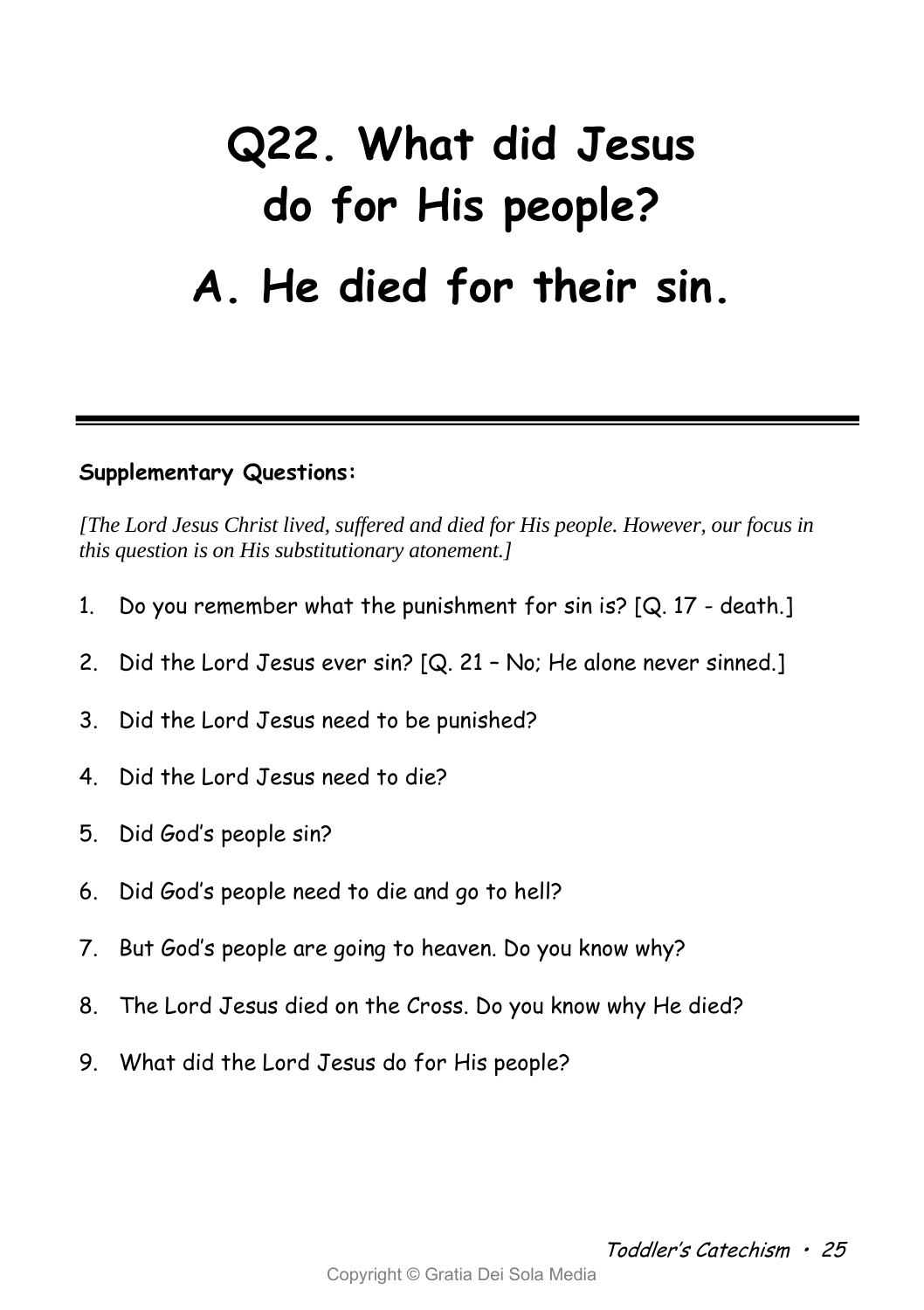# Q22. What did Jesus do for His people?

# A. He died for their sin.

---

**Supplementary Questions:**

*[The Lord Jesus Christ lived, suffered and died for His people. However, our focus in this question is on His substitutionary atonement.]*

1. Do you remember what the punishment for sin is? [Q. 17 - death.]
2. Did the Lord Jesus ever sin? [Q. 21 – No; He alone never sinned.]
3. Did the Lord Jesus need to be punished?
4. Did the Lord Jesus need to die?
5. Did God's people sin?
6. Did God's people need to die and go to hell?
7. But God's people are going to heaven. Do you know why?
8. The Lord Jesus died on the Cross. Do you know why He died?
9. What did the Lord Jesus do for His people?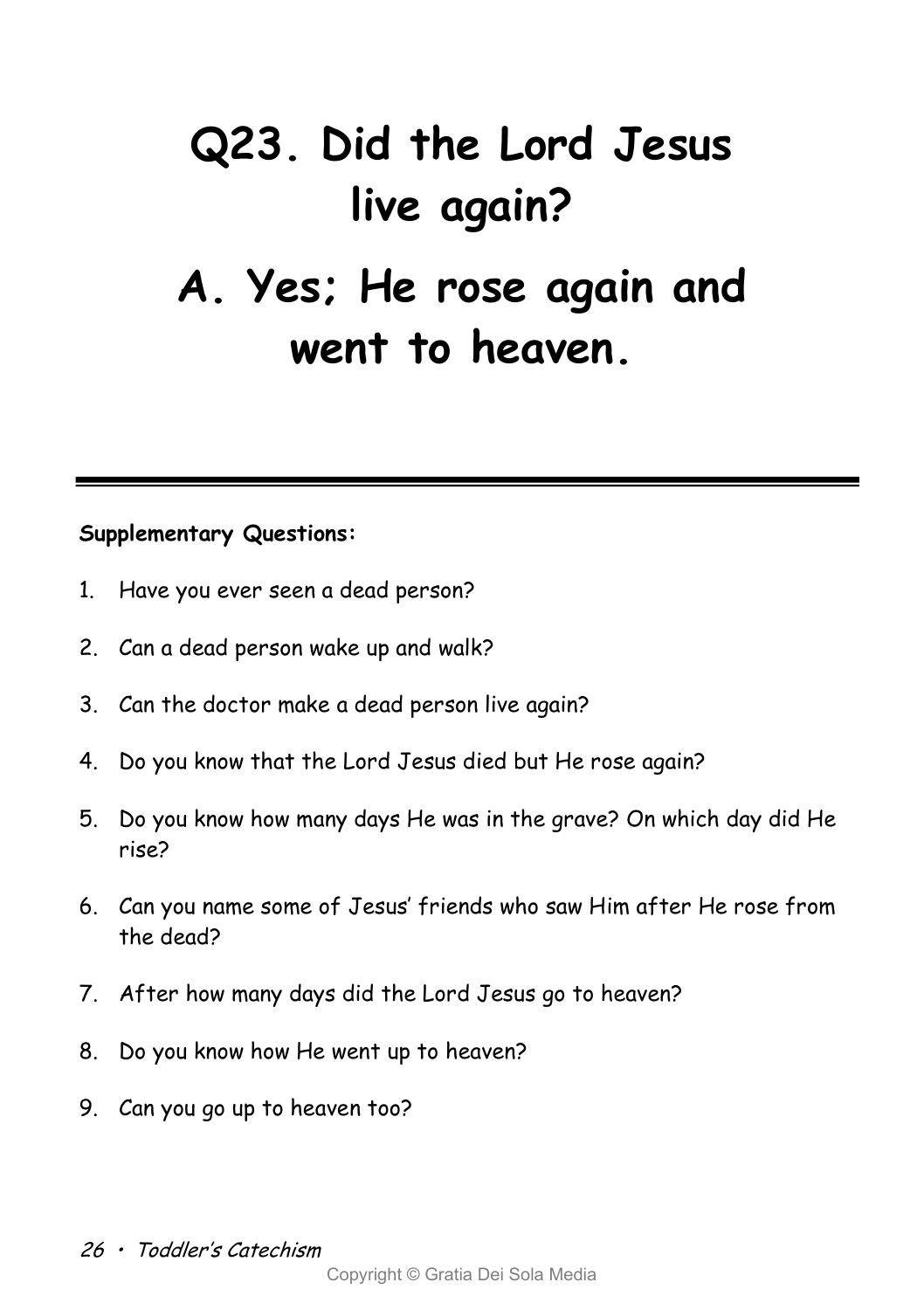# Q23. Did the Lord Jesus live again?

# A. Yes; He rose again and went to heaven.

---

**Supplementary Questions:**

1. Have you ever seen a dead person?
2. Can a dead person wake up and walk?
3. Can the doctor make a dead person live again?
4. Do you know that the Lord Jesus died but He rose again?
5. Do you know how many days He was in the grave? On which day did He rise?
6. Can you name some of Jesus' friends who saw Him after He rose from the dead?
7. After how many days did the Lord Jesus go to heaven?
8. Do you know how He went up to heaven?
9. Can you go up to heaven too?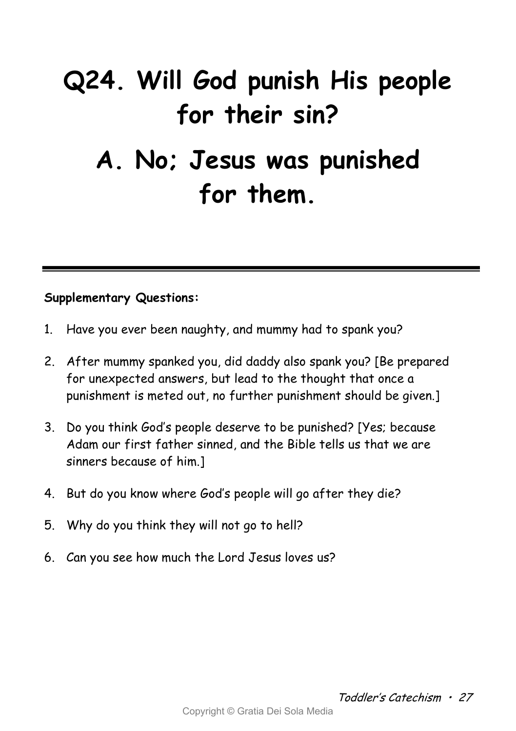# Q24. Will God punish His people for their sin?

# A. No; Jesus was punished for them.

---

**Supplementary Questions:**

1. Have you ever been naughty, and mummy had to spank you?
2. After mummy spanked you, did daddy also spank you? [Be prepared for unexpected answers, but lead to the thought that once a punishment is meted out, no further punishment should be given.]
3. Do you think God's people deserve to be punished? [Yes; because Adam our first father sinned, and the Bible tells us that we are sinners because of him.]
4. But do you know where God's people will go after they die?
5. Why do you think they will not go to hell?
6. Can you see how much the Lord Jesus loves us?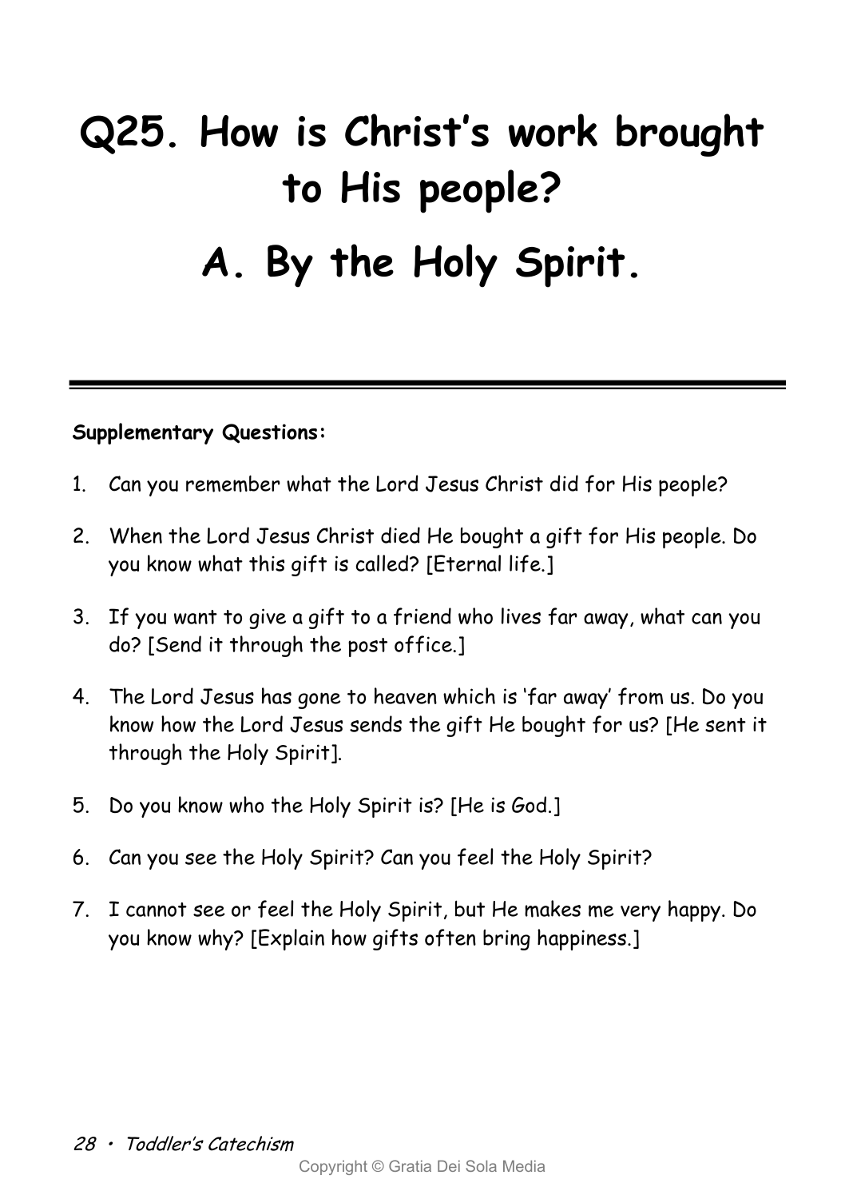# Q25. How is Christ's work brought to His people?

# A. By the Holy Spirit.

---

**Supplementary Questions:**

1. Can you remember what the Lord Jesus Christ did for His people?
2. When the Lord Jesus Christ died He bought a gift for His people. Do you know what this gift is called? [Eternal life.]
3. If you want to give a gift to a friend who lives far away, what can you do? [Send it through the post office.]
4. The Lord Jesus has gone to heaven which is 'far away' from us. Do you know how the Lord Jesus sends the gift He bought for us? [He sent it through the Holy Spirit].
5. Do you know who the Holy Spirit is? [He is God.]
6. Can you see the Holy Spirit? Can you feel the Holy Spirit?
7. I cannot see or feel the Holy Spirit, but He makes me very happy. Do you know why? [Explain how gifts often bring happiness.]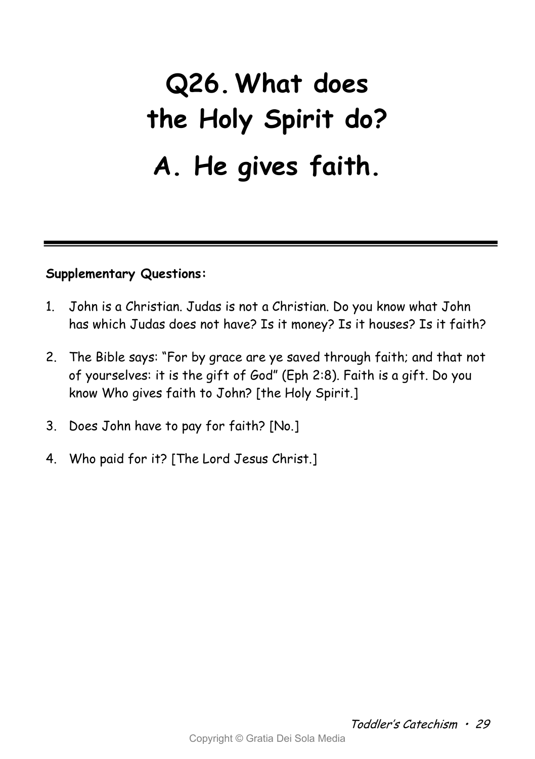# Q26. What does the Holy Spirit do?

# A. He gives faith.

---

**Supplementary Questions:**

1. John is a Christian. Judas is not a Christian. Do you know what John has which Judas does not have? Is it money? Is it houses? Is it faith?

2. The Bible says: “For by grace are ye saved through faith; and that not of yourselves: it is the gift of God” (Eph 2:8). Faith is a gift. Do you know Who gives faith to John? [the Holy Spirit.]

3. Does John have to pay for faith? [No.]

4. Who paid for it? [The Lord Jesus Christ.]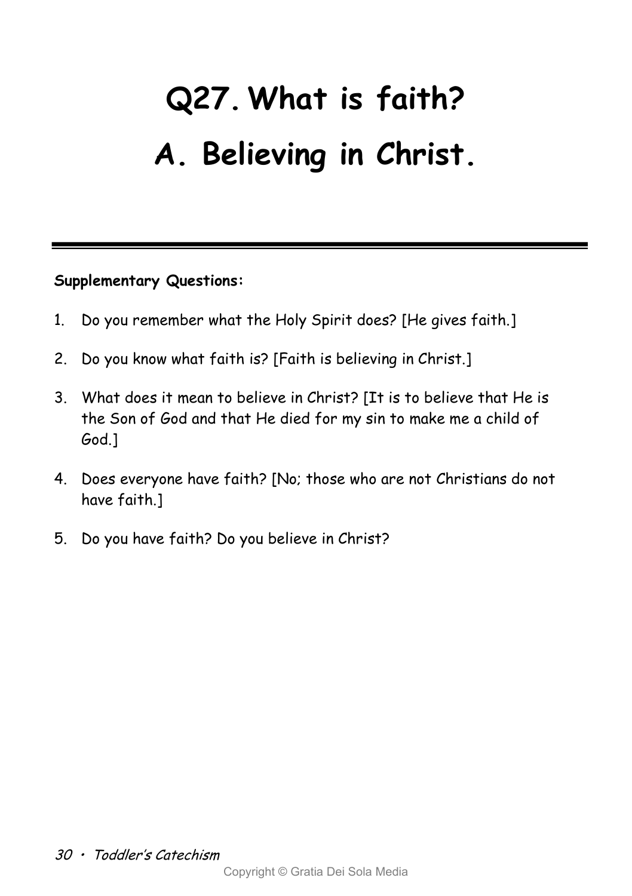# Q27. What is faith?

# A. Believing in Christ.

---

**Supplementary Questions:**

1. Do you remember what the Holy Spirit does? [He gives faith.]
2. Do you know what faith is? [Faith is believing in Christ.]
3. What does it mean to believe in Christ? [It is to believe that He is the Son of God and that He died for my sin to make me a child of God.]
4. Does everyone have faith? [No; those who are not Christians do not have faith.]
5. Do you have faith? Do you believe in Christ?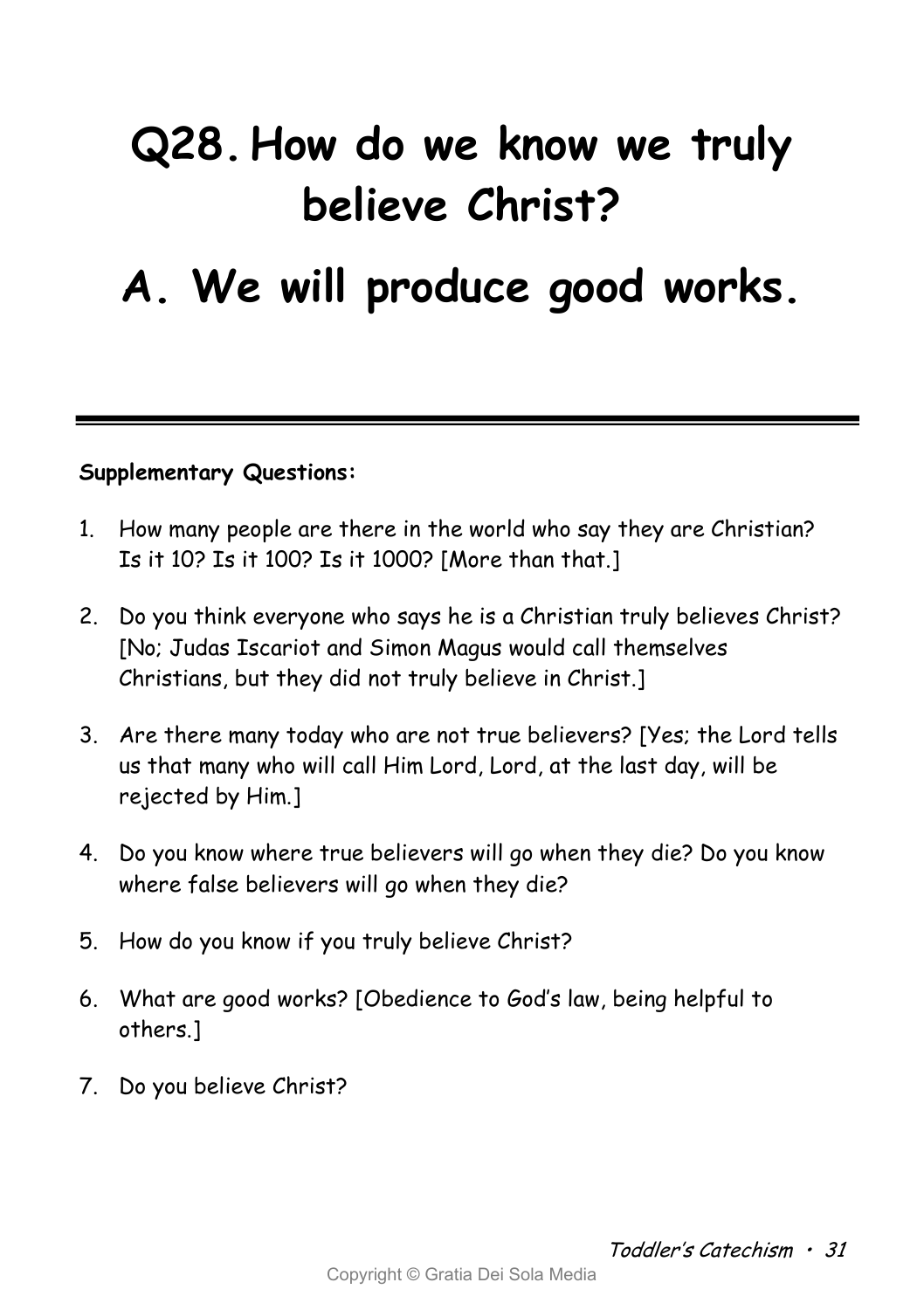# Q28. How do we know we truly believe Christ?

# A. We will produce good works.

---

**Supplementary Questions:**

1. How many people are there in the world who say they are Christian? Is it 10? Is it 100? Is it 1000? [More than that.]
2. Do you think everyone who says he is a Christian truly believes Christ? [No; Judas Iscariot and Simon Magus would call themselves Christians, but they did not truly believe in Christ.]
3. Are there many today who are not true believers? [Yes; the Lord tells us that many who will call Him Lord, Lord, at the last day, will be rejected by Him.]
4. Do you know where true believers will go when they die? Do you know where false believers will go when they die?
5. How do you know if you truly believe Christ?
6. What are good works? [Obedience to God's law, being helpful to others.]
7. Do you believe Christ?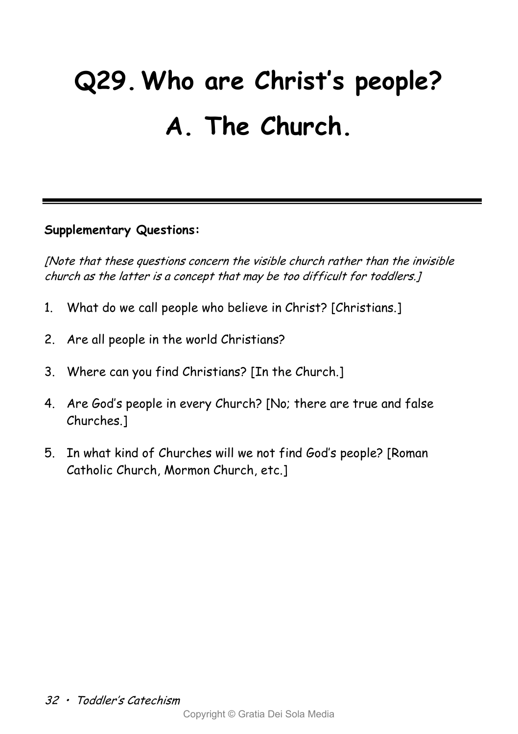# Q29. Who are Christ's people?

# A. The Church.

---

**Supplementary Questions:**

*[Note that these questions concern the visible church rather than the invisible church as the latter is a concept that may be too difficult for toddlers.]*

1. What do we call people who believe in Christ? [Christians.]
2. Are all people in the world Christians?
3. Where can you find Christians? [In the Church.]
4. Are God's people in every Church? [No; there are true and false Churches.]
5. In what kind of Churches will we not find God's people? [Roman Catholic Church, Mormon Church, etc.]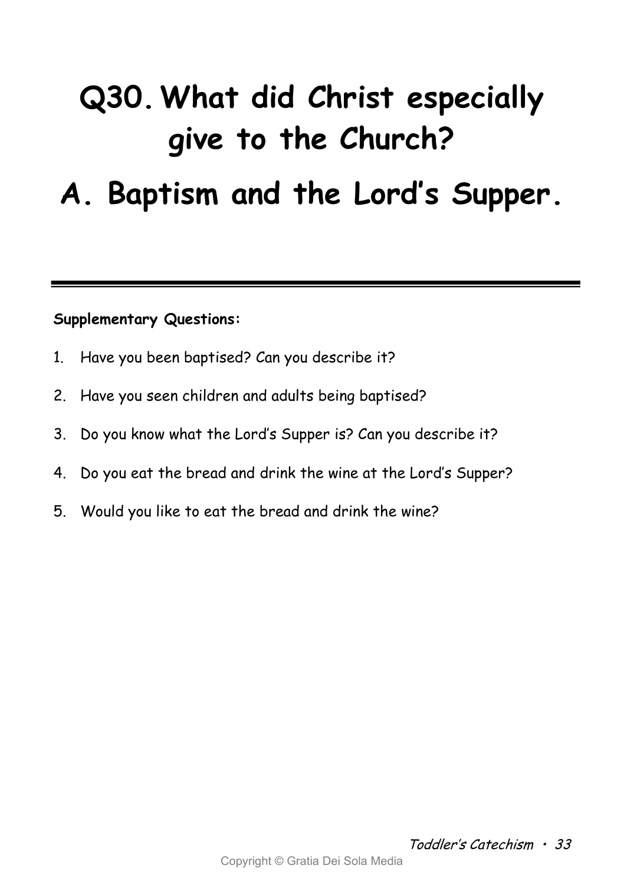# Q30. What did Christ especially give to the Church?

# A. Baptism and the Lord's Supper.

---

**Supplementary Questions:**

1. Have you been baptised? Can you describe it?
2. Have you seen children and adults being baptised?
3. Do you know what the Lord's Supper is? Can you describe it?
4. Do you eat the bread and drink the wine at the Lord's Supper?
5. Would you like to eat the bread and drink the wine?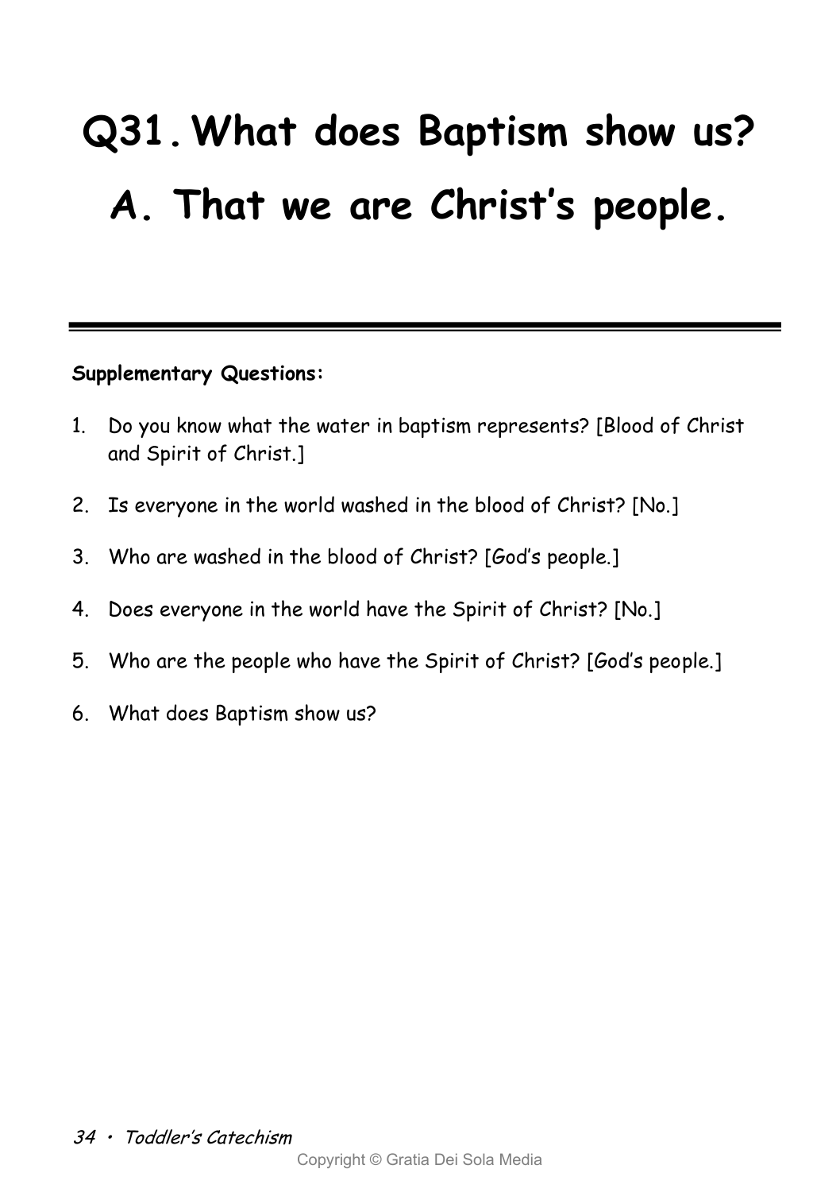# Q31. What does Baptism show us?

# A. That we are Christ's people.

---

**Supplementary Questions:**

1. Do you know what the water in baptism represents? [Blood of Christ and Spirit of Christ.]
2. Is everyone in the world washed in the blood of Christ? [No.]
3. Who are washed in the blood of Christ? [God's people.]
4. Does everyone in the world have the Spirit of Christ? [No.]
5. Who are the people who have the Spirit of Christ? [God's people.]
6. What does Baptism show us?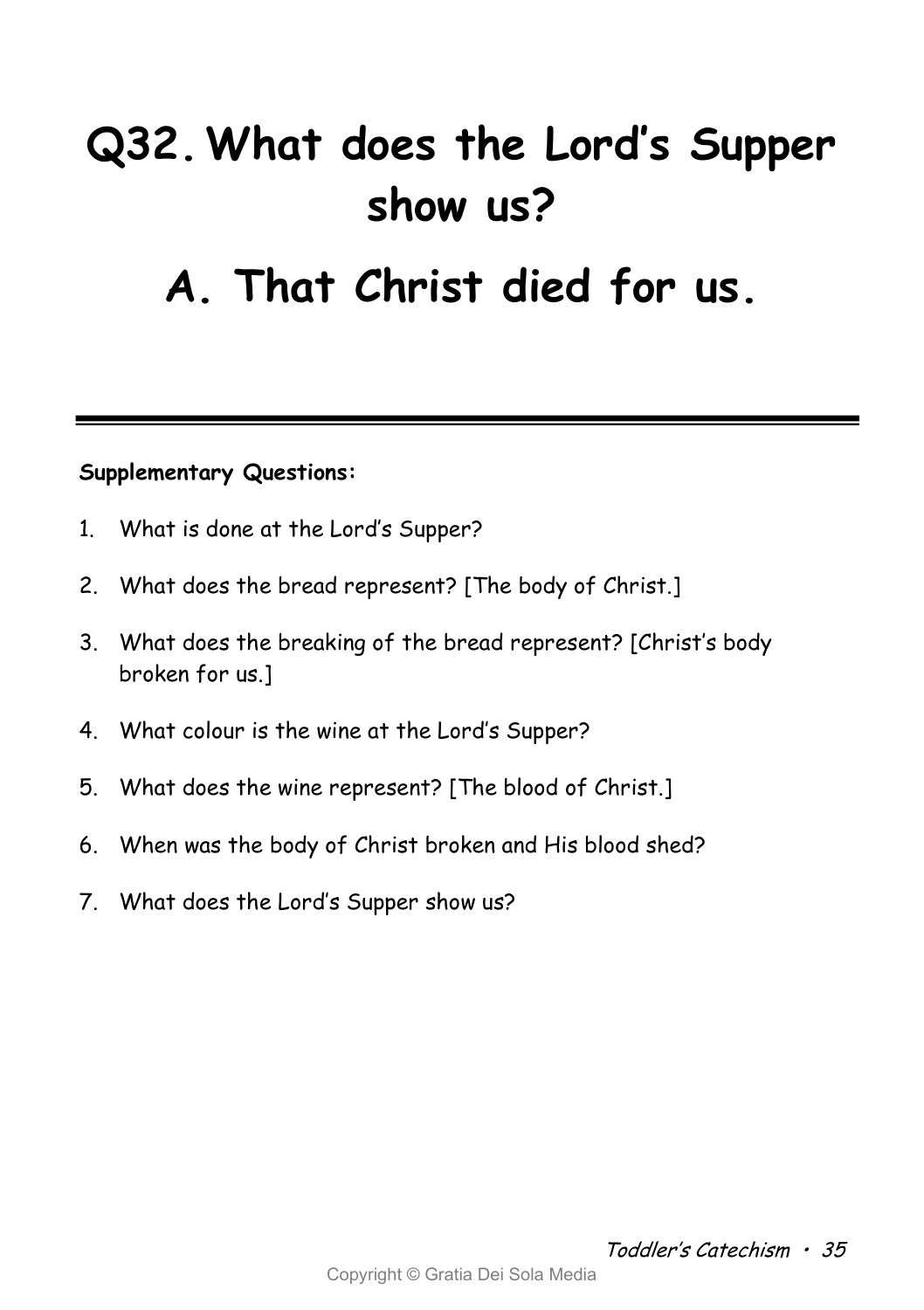# Q32. What does the Lord's Supper show us?

# A. That Christ died for us.

---

**Supplementary Questions:**

1. What is done at the Lord's Supper?
2. What does the bread represent? [The body of Christ.]
3. What does the breaking of the bread represent? [Christ's body broken for us.]
4. What colour is the wine at the Lord's Supper?
5. What does the wine represent? [The blood of Christ.]
6. When was the body of Christ broken and His blood shed?
7. What does the Lord's Supper show us?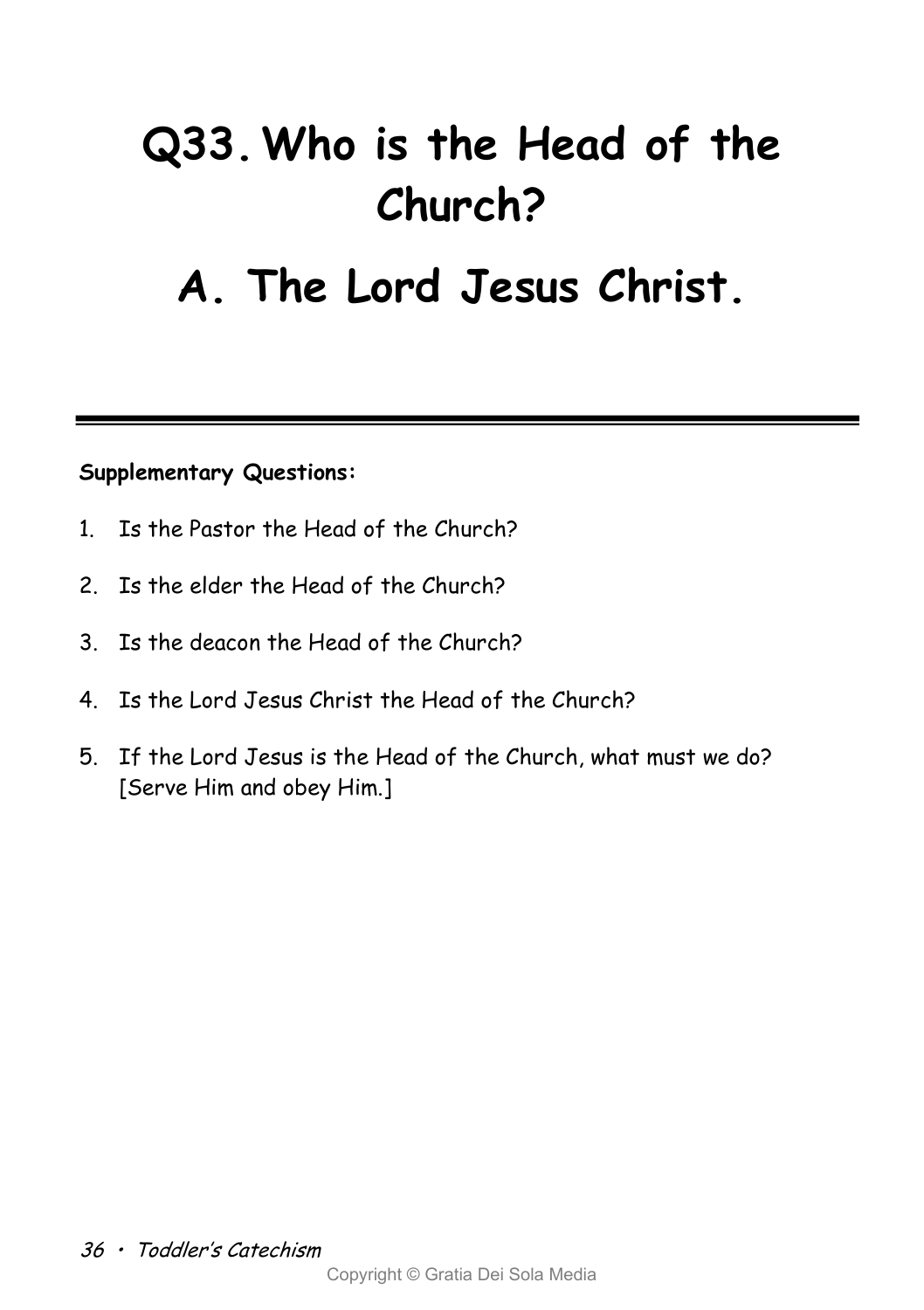# Q33. Who is the Head of the Church?

# A. The Lord Jesus Christ.

---

**Supplementary Questions:**

1. Is the Pastor the Head of the Church?
2. Is the elder the Head of the Church?
3. Is the deacon the Head of the Church?
4. Is the Lord Jesus Christ the Head of the Church?
5. If the Lord Jesus is the Head of the Church, what must we do? [Serve Him and obey Him.]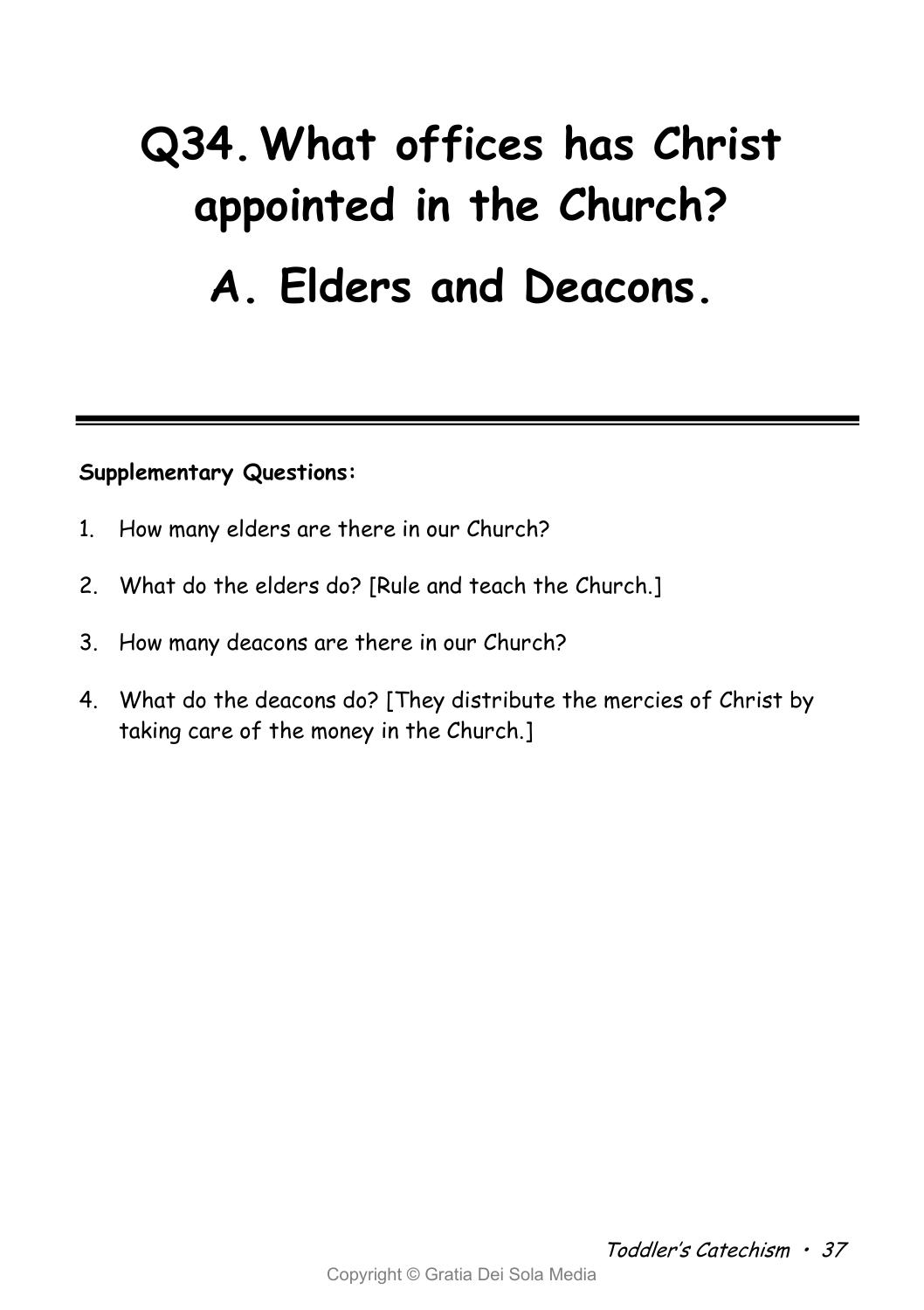# Q34. What offices has Christ appointed in the Church?

# A. Elders and Deacons.

---

**Supplementary Questions:**

1. How many elders are there in our Church?
2. What do the elders do? [Rule and teach the Church.]
3. How many deacons are there in our Church?
4. What do the deacons do? [They distribute the mercies of Christ by taking care of the money in the Church.]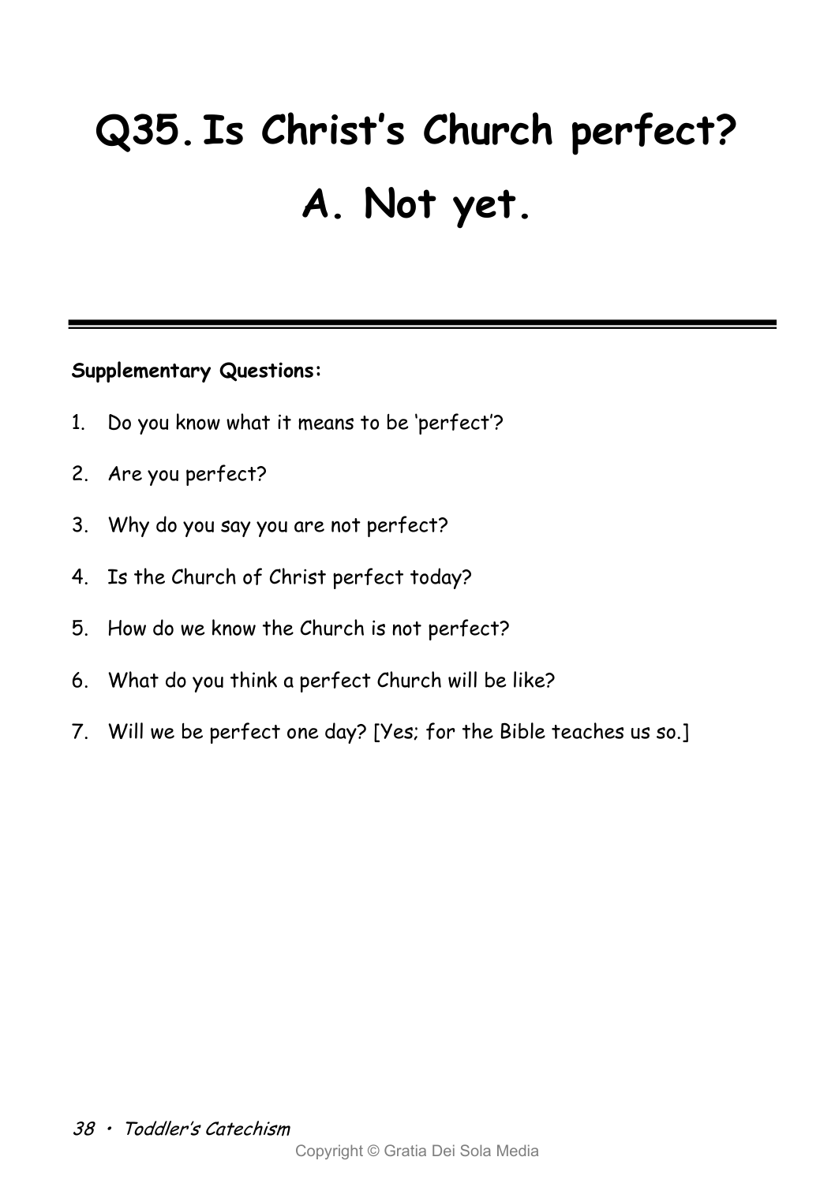# Q35. Is Christ's Church perfect?

# A. Not yet.

---

**Supplementary Questions:**

1. Do you know what it means to be 'perfect'?
2. Are you perfect?
3. Why do you say you are not perfect?
4. Is the Church of Christ perfect today?
5. How do we know the Church is not perfect?
6. What do you think a perfect Church will be like?
7. Will we be perfect one day? [Yes; for the Bible teaches us so.]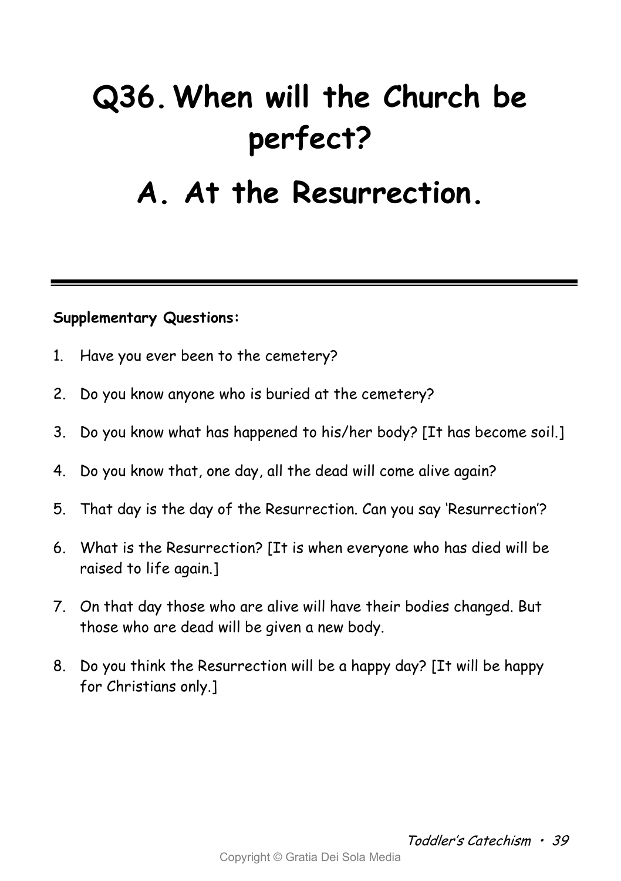# Q36. When will the Church be perfect?

# A. At the Resurrection.

---

**Supplementary Questions:**

1. Have you ever been to the cemetery?
2. Do you know anyone who is buried at the cemetery?
3. Do you know what has happened to his/her body? [It has become soil.]
4. Do you know that, one day, all the dead will come alive again?
5. That day is the day of the Resurrection. Can you say 'Resurrection'?
6. What is the Resurrection? [It is when everyone who has died will be raised to life again.]
7. On that day those who are alive will have their bodies changed. But those who are dead will be given a new body.
8. Do you think the Resurrection will be a happy day? [It will be happy for Christians only.]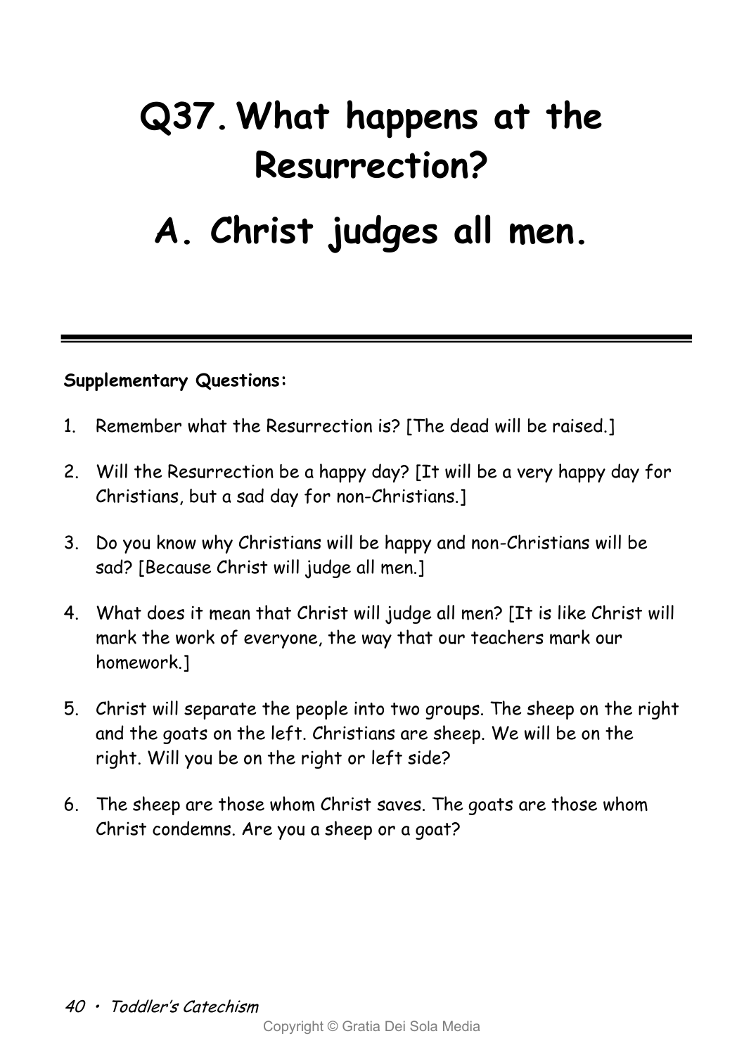# Q37. What happens at the Resurrection?

# A. Christ judges all men.

---

**Supplementary Questions:**

1. Remember what the Resurrection is? [The dead will be raised.]
2. Will the Resurrection be a happy day? [It will be a very happy day for Christians, but a sad day for non-Christians.]
3. Do you know why Christians will be happy and non-Christians will be sad? [Because Christ will judge all men.]
4. What does it mean that Christ will judge all men? [It is like Christ will mark the work of everyone, the way that our teachers mark our homework.]
5. Christ will separate the people into two groups. The sheep on the right and the goats on the left. Christians are sheep. We will be on the right. Will you be on the right or left side?
6. The sheep are those whom Christ saves. The goats are those whom Christ condemns. Are you a sheep or a goat?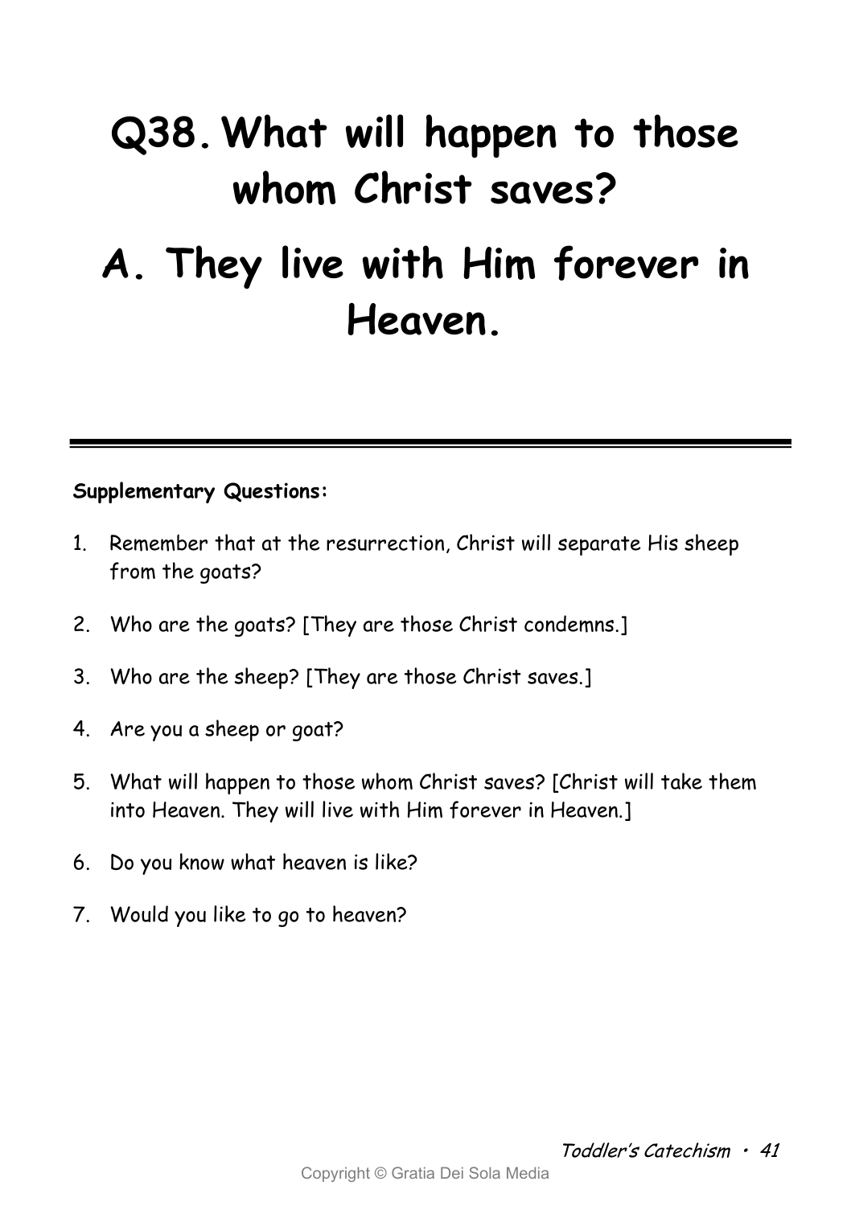# Q38. What will happen to those whom Christ saves?

# A. They live with Him forever in Heaven.

---

**Supplementary Questions:**

1. Remember that at the resurrection, Christ will separate His sheep from the goats?
2. Who are the goats? [They are those Christ condemns.]
3. Who are the sheep? [They are those Christ saves.]
4. Are you a sheep or goat?
5. What will happen to those whom Christ saves? [Christ will take them into Heaven. They will live with Him forever in Heaven.]
6. Do you know what heaven is like?
7. Would you like to go to heaven?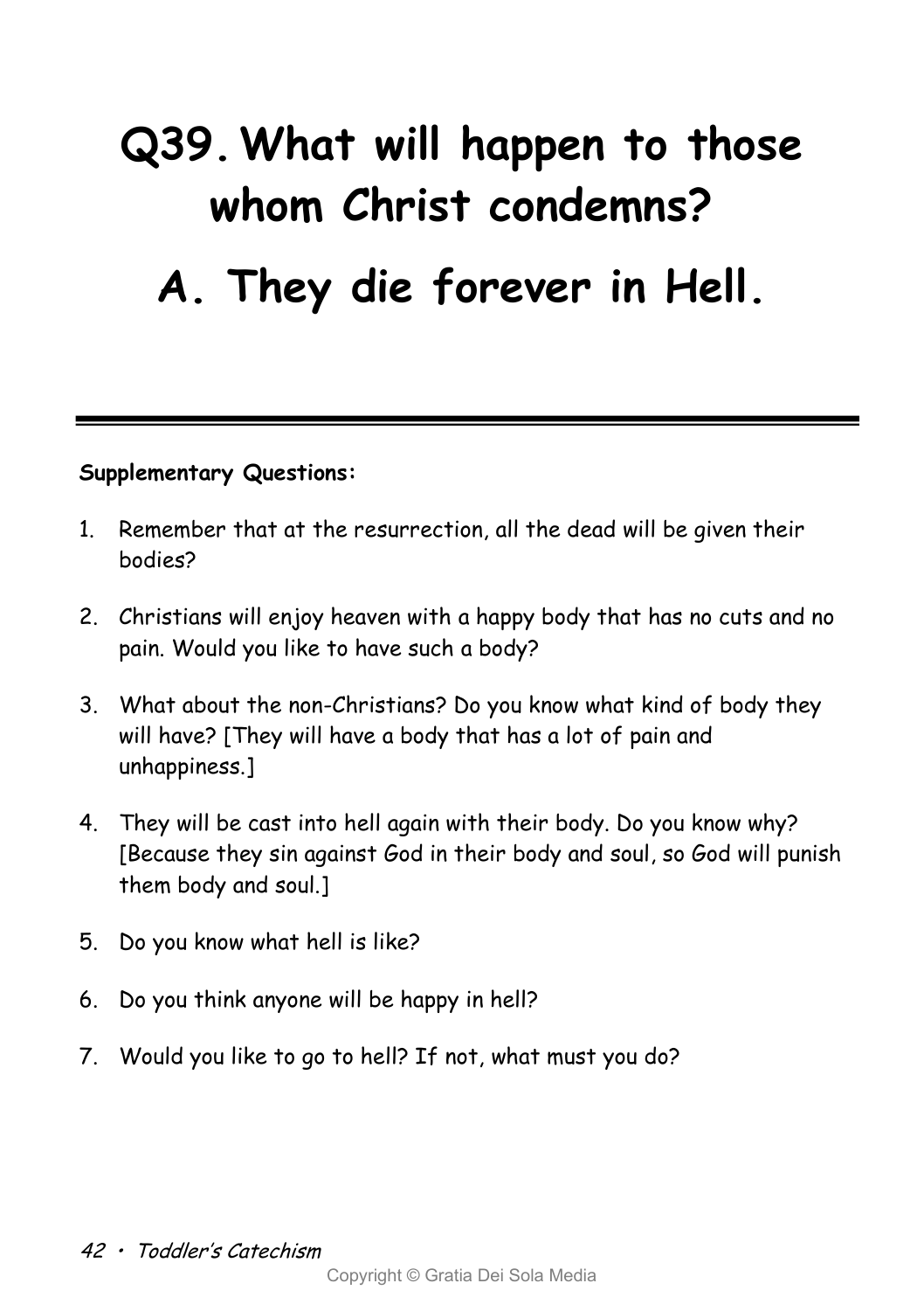# Q39. What will happen to those whom Christ condemns?

# A. They die forever in Hell.

---

**Supplementary Questions:**

1. Remember that at the resurrection, all the dead will be given their bodies?
2. Christians will enjoy heaven with a happy body that has no cuts and no pain. Would you like to have such a body?
3. What about the non-Christians? Do you know what kind of body they will have? [They will have a body that has a lot of pain and unhappiness.]
4. They will be cast into hell again with their body. Do you know why? [Because they sin against God in their body and soul, so God will punish them body and soul.]
5. Do you know what hell is like?
6. Do you think anyone will be happy in hell?
7. Would you like to go to hell? If not, what must you do?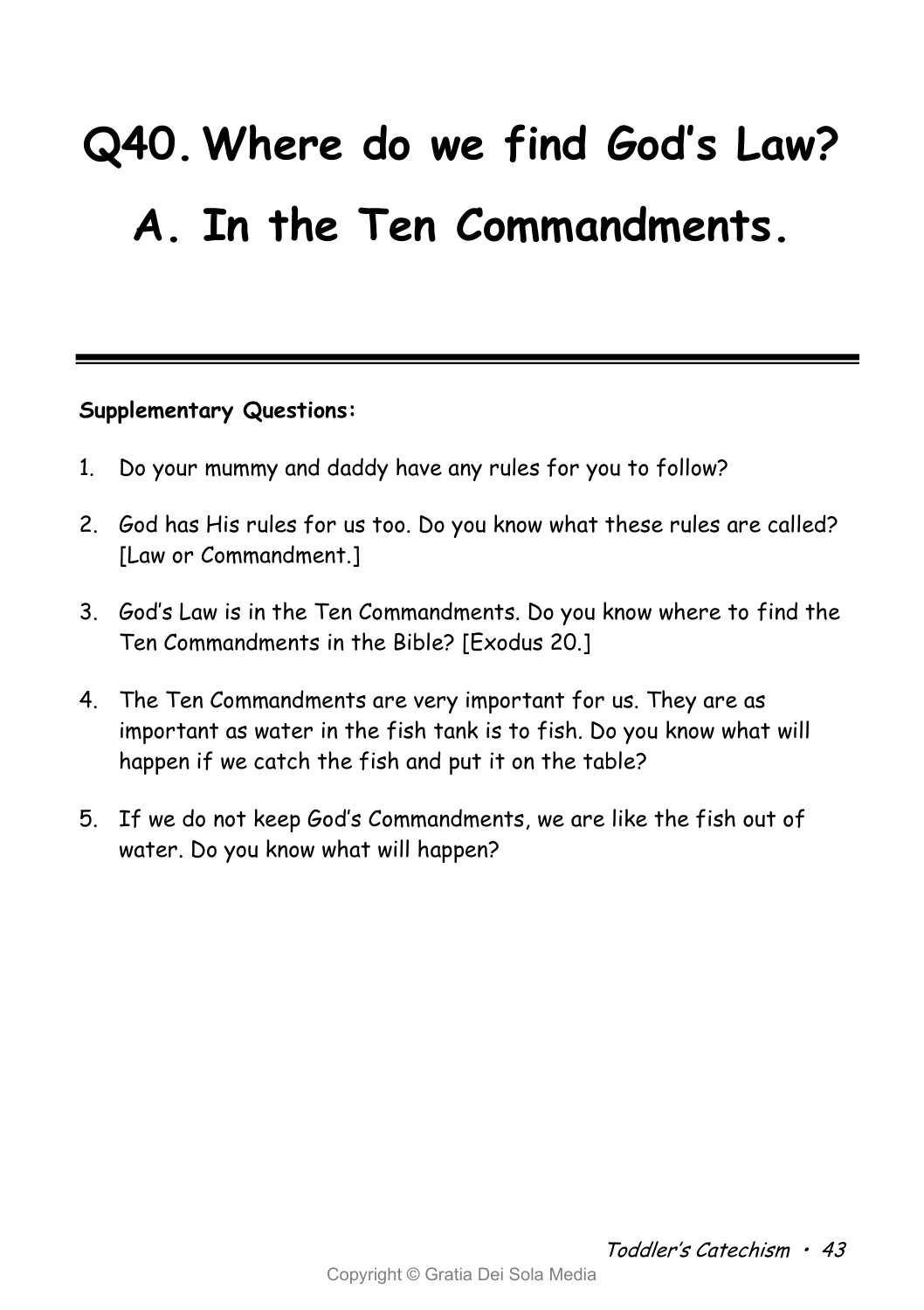# Q40. Where do we find God's Law?

# A. In the Ten Commandments.

---

**Supplementary Questions:**

1. Do your mummy and daddy have any rules for you to follow?
2. God has His rules for us too. Do you know what these rules are called? [Law or Commandment.]
3. God's Law is in the Ten Commandments. Do you know where to find the Ten Commandments in the Bible? [Exodus 20.]
4. The Ten Commandments are very important for us. They are as important as water in the fish tank is to fish. Do you know what will happen if we catch the fish and put it on the table?
5. If we do not keep God's Commandments, we are like the fish out of water. Do you know what will happen?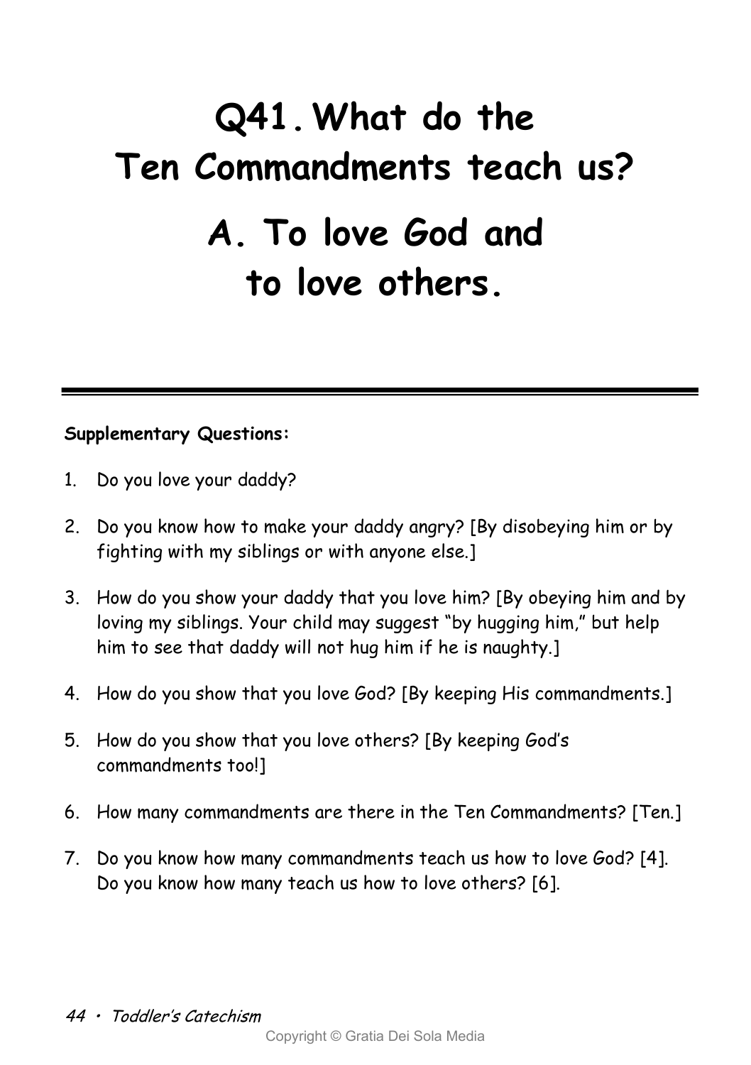# Q41. What do the Ten Commandments teach us?

# A. To love God and to love others.

---

**Supplementary Questions:**

1. Do you love your daddy?
2. Do you know how to make your daddy angry? [By disobeying him or by fighting with my siblings or with anyone else.]
3. How do you show your daddy that you love him? [By obeying him and by loving my siblings. Your child may suggest "by hugging him," but help him to see that daddy will not hug him if he is naughty.]
4. How do you show that you love God? [By keeping His commandments.]
5. How do you show that you love others? [By keeping God's commandments too!]
6. How many commandments are there in the Ten Commandments? [Ten.]
7. Do you know how many commandments teach us how to love God? [4]. Do you know how many teach us how to love others? [6].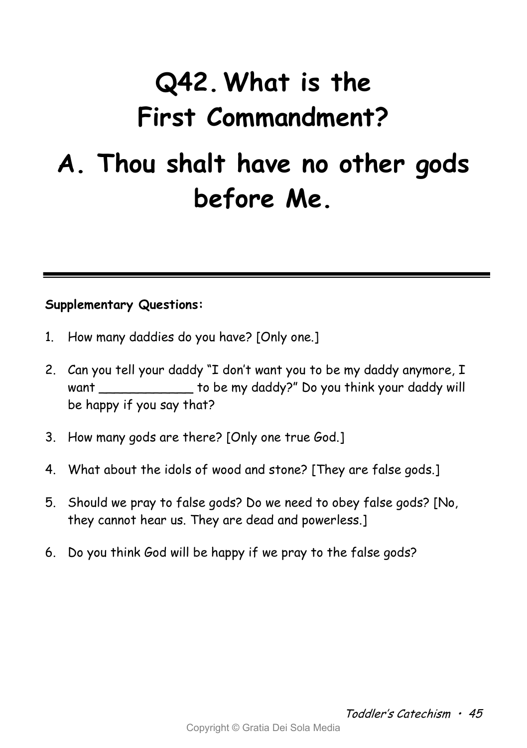# Q42. What is the First Commandment?

# A. Thou shalt have no other gods before Me.

---

**Supplementary Questions:**

1. How many daddies do you have? [Only one.]
2. Can you tell your daddy "I don't want you to be my daddy anymore, I want ____________ to be my daddy?" Do you think your daddy will be happy if you say that?
3. How many gods are there? [Only one true God.]
4. What about the idols of wood and stone? [They are false gods.]
5. Should we pray to false gods? Do we need to obey false gods? [No, they cannot hear us. They are dead and powerless.]
6. Do you think God will be happy if we pray to the false gods?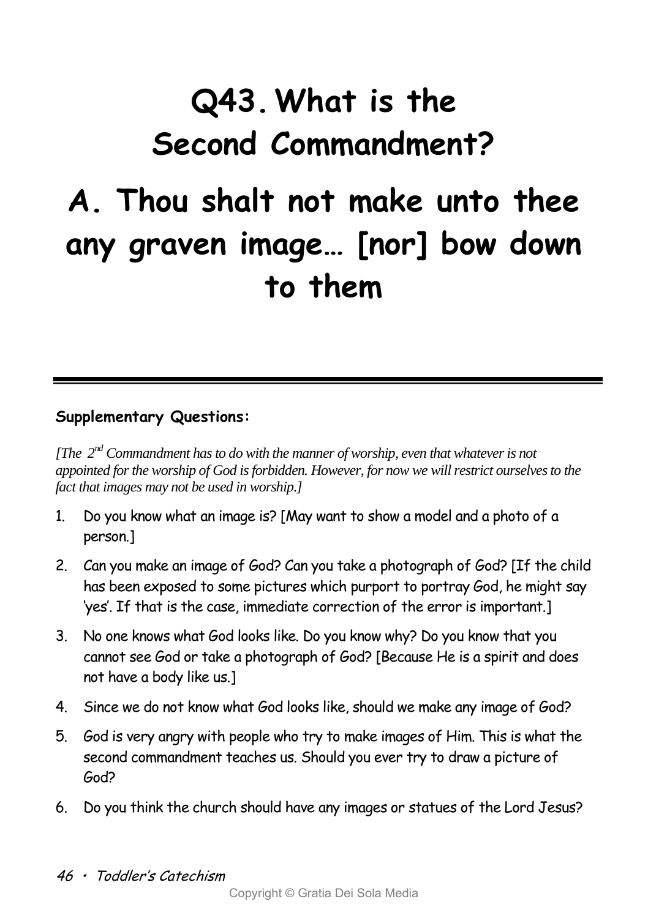# Q43. What is the Second Commandment?

# A. Thou shalt not make unto thee any graven image… [nor] bow down to them

**Supplementary Questions:**

*[The 2nd Commandment has to do with the manner of worship, even that whatever is not appointed for the worship of God is forbidden. However, for now we will restrict ourselves to the fact that images may not be used in worship.]*

1. Do you know what an image is? [May want to show a model and a photo of a person.]
2. Can you make an image of God? Can you take a photograph of God? [If the child has been exposed to some pictures which purport to portray God, he might say 'yes'. If that is the case, immediate correction of the error is important.]
3. No one knows what God looks like. Do you know why? Do you know that you cannot see God or take a photograph of God? [Because He is a spirit and does not have a body like us.]
4. Since we do not know what God looks like, should we make any image of God?
5. God is very angry with people who try to make images of Him. This is what the second commandment teaches us. Should you ever try to draw a picture of God?
6. Do you think the church should have any images or statues of the Lord Jesus?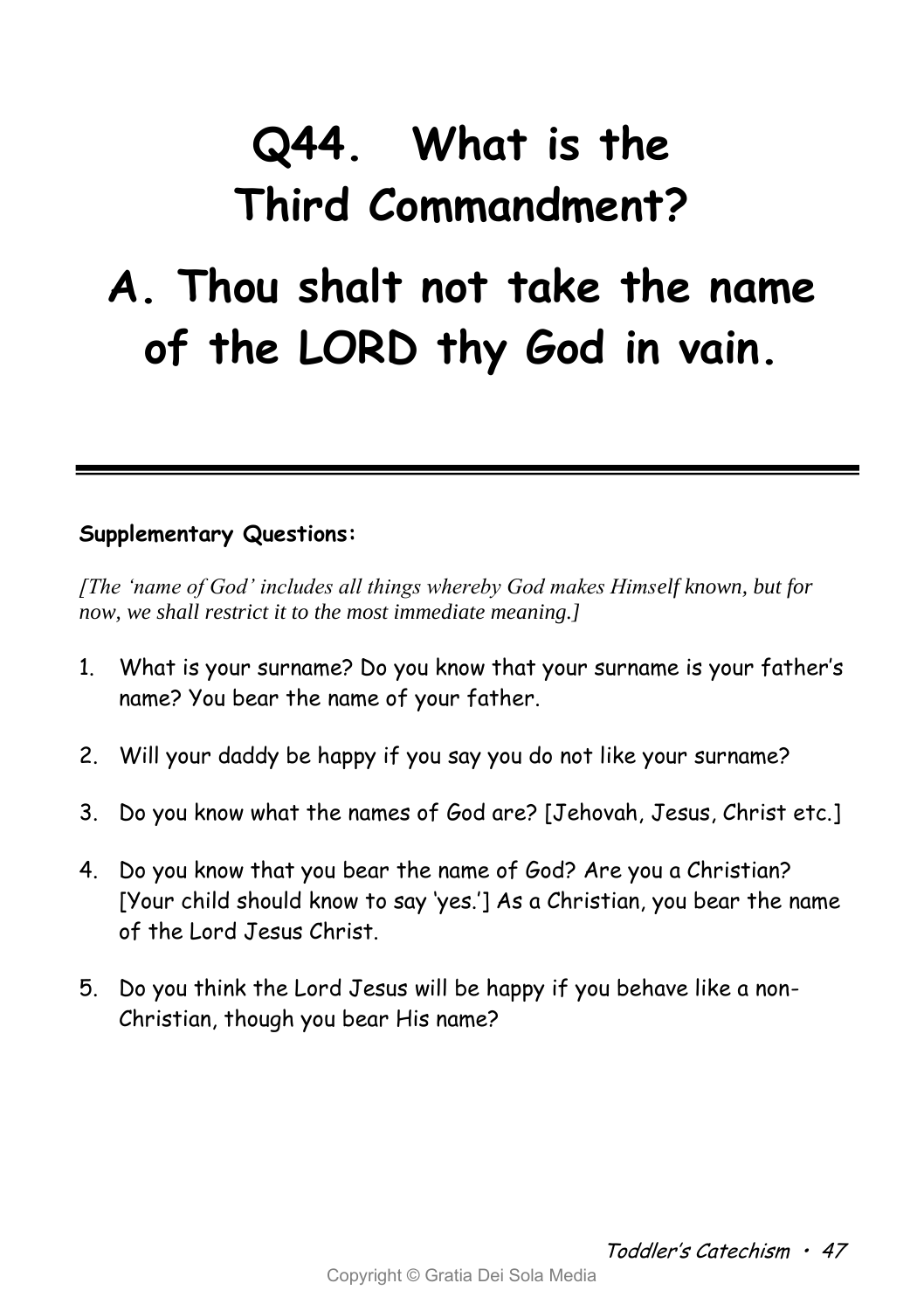# Q44. What is the Third Commandment?

# A. Thou shalt not take the name of the LORD thy God in vain.

---

**Supplementary Questions:**

*[The 'name of God' includes all things whereby God makes Himself known, but for now, we shall restrict it to the most immediate meaning.]*

1. What is your surname? Do you know that your surname is your father's name? You bear the name of your father.

2. Will your daddy be happy if you say you do not like your surname?

3. Do you know what the names of God are? [Jehovah, Jesus, Christ etc.]

4. Do you know that you bear the name of God? Are you a Christian? [Your child should know to say 'yes.'] As a Christian, you bear the name of the Lord Jesus Christ.

5. Do you think the Lord Jesus will be happy if you behave like a non-Christian, though you bear His name?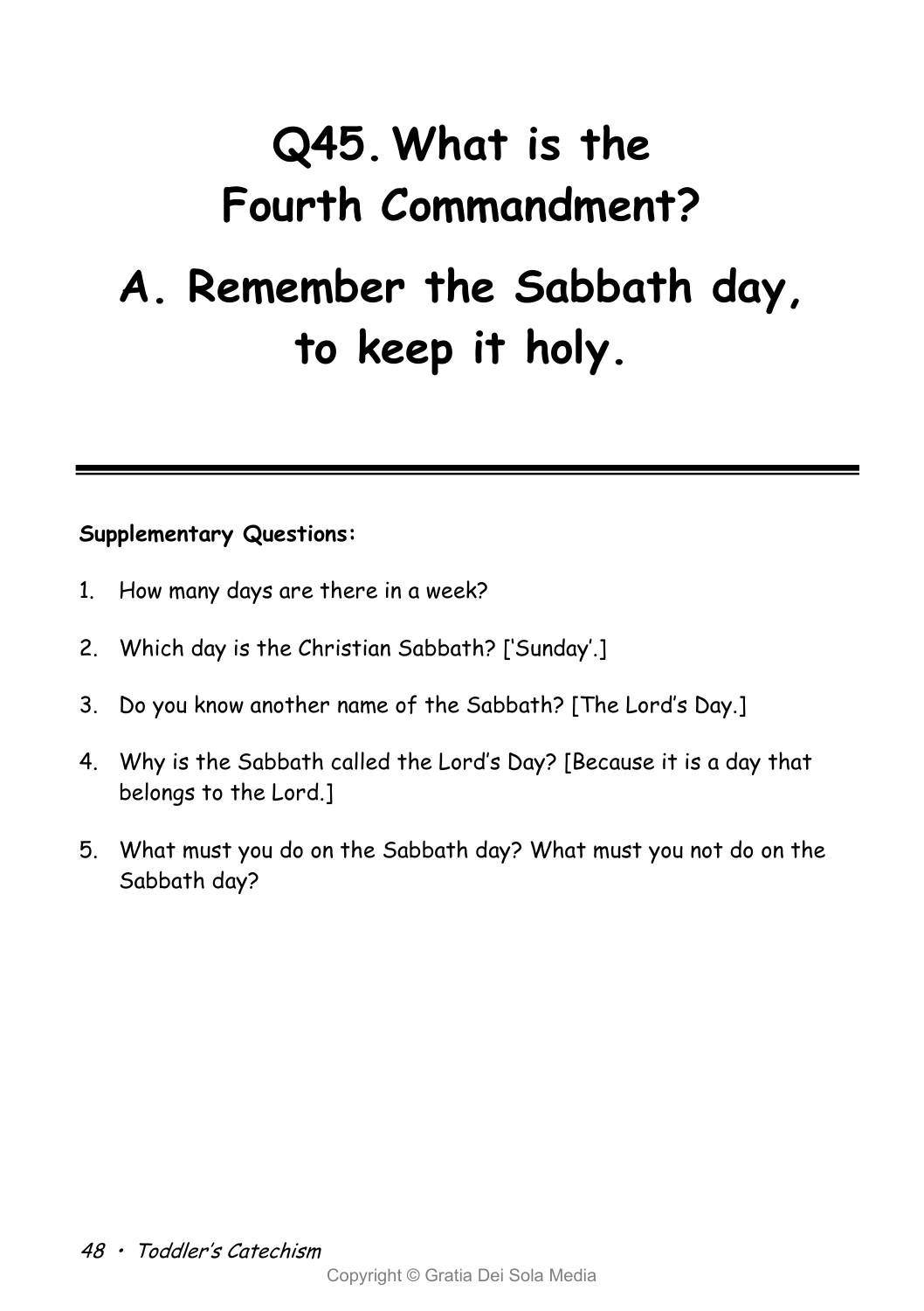# Q45. What is the Fourth Commandment?

# A. Remember the Sabbath day, to keep it holy.

---

**Supplementary Questions:**

1. How many days are there in a week?
2. Which day is the Christian Sabbath? ['Sunday'.]
3. Do you know another name of the Sabbath? [The Lord's Day.]
4. Why is the Sabbath called the Lord's Day? [Because it is a day that belongs to the Lord.]
5. What must you do on the Sabbath day? What must you not do on the Sabbath day?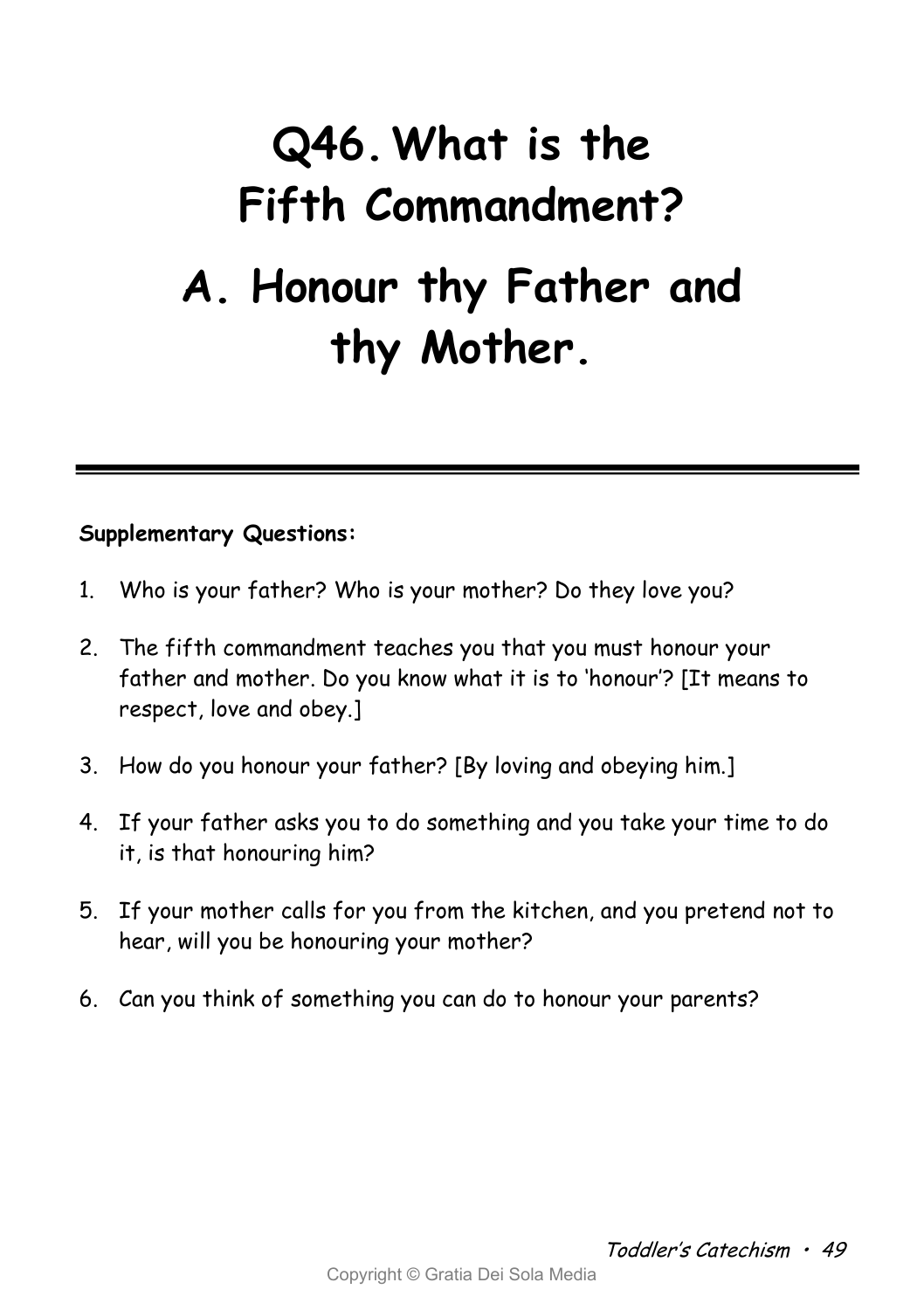# Q46. What is the Fifth Commandment?

# A. Honour thy Father and thy Mother.

---

**Supplementary Questions:**

1. Who is your father? Who is your mother? Do they love you?
2. The fifth commandment teaches you that you must honour your father and mother. Do you know what it is to 'honour'? [It means to respect, love and obey.]
3. How do you honour your father? [By loving and obeying him.]
4. If your father asks you to do something and you take your time to do it, is that honouring him?
5. If your mother calls for you from the kitchen, and you pretend not to hear, will you be honouring your mother?
6. Can you think of something you can do to honour your parents?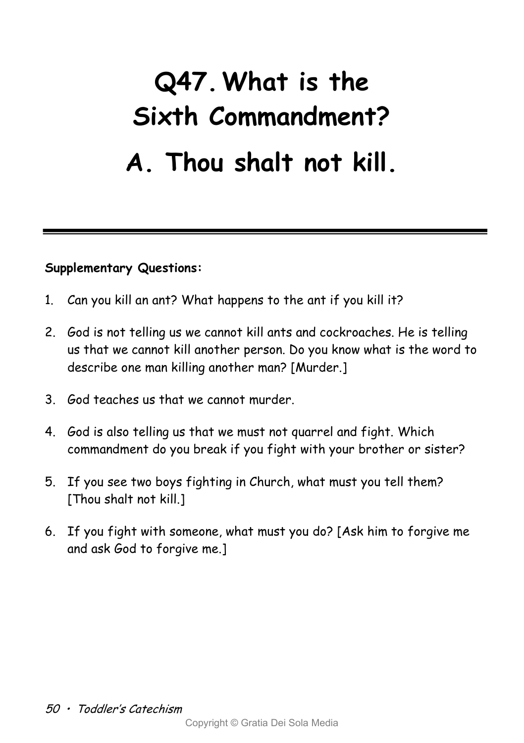# Q47. What is the Sixth Commandment?

# A. Thou shalt not kill.

---

**Supplementary Questions:**

1. Can you kill an ant? What happens to the ant if you kill it?
2. God is not telling us we cannot kill ants and cockroaches. He is telling us that we cannot kill another person. Do you know what is the word to describe one man killing another man? [Murder.]
3. God teaches us that we cannot murder.
4. God is also telling us that we must not quarrel and fight. Which commandment do you break if you fight with your brother or sister?
5. If you see two boys fighting in Church, what must you tell them? [Thou shalt not kill.]
6. If you fight with someone, what must you do? [Ask him to forgive me and ask God to forgive me.]

Copyright © Gratia Dei Sola Media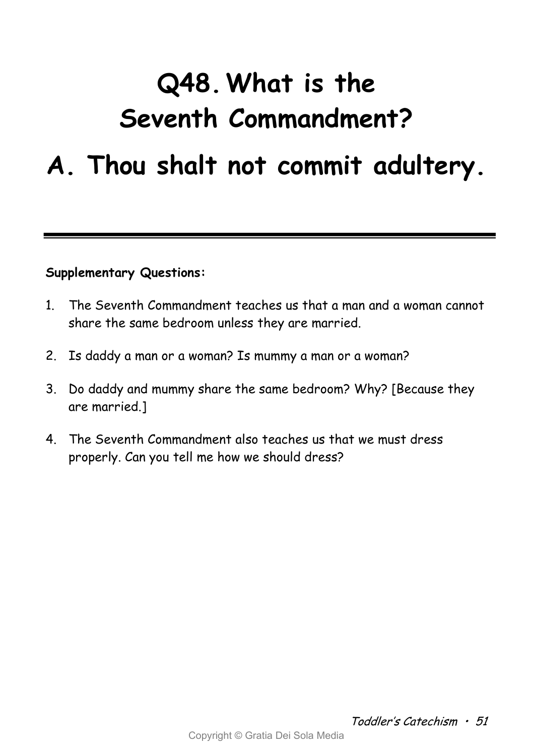# Q48. What is the Seventh Commandment?

# A. Thou shalt not commit adultery.

---

**Supplementary Questions:**

1. The Seventh Commandment teaches us that a man and a woman cannot share the same bedroom unless they are married.
2. Is daddy a man or a woman? Is mummy a man or a woman?
3. Do daddy and mummy share the same bedroom? Why? [Because they are married.]
4. The Seventh Commandment also teaches us that we must dress properly. Can you tell me how we should dress?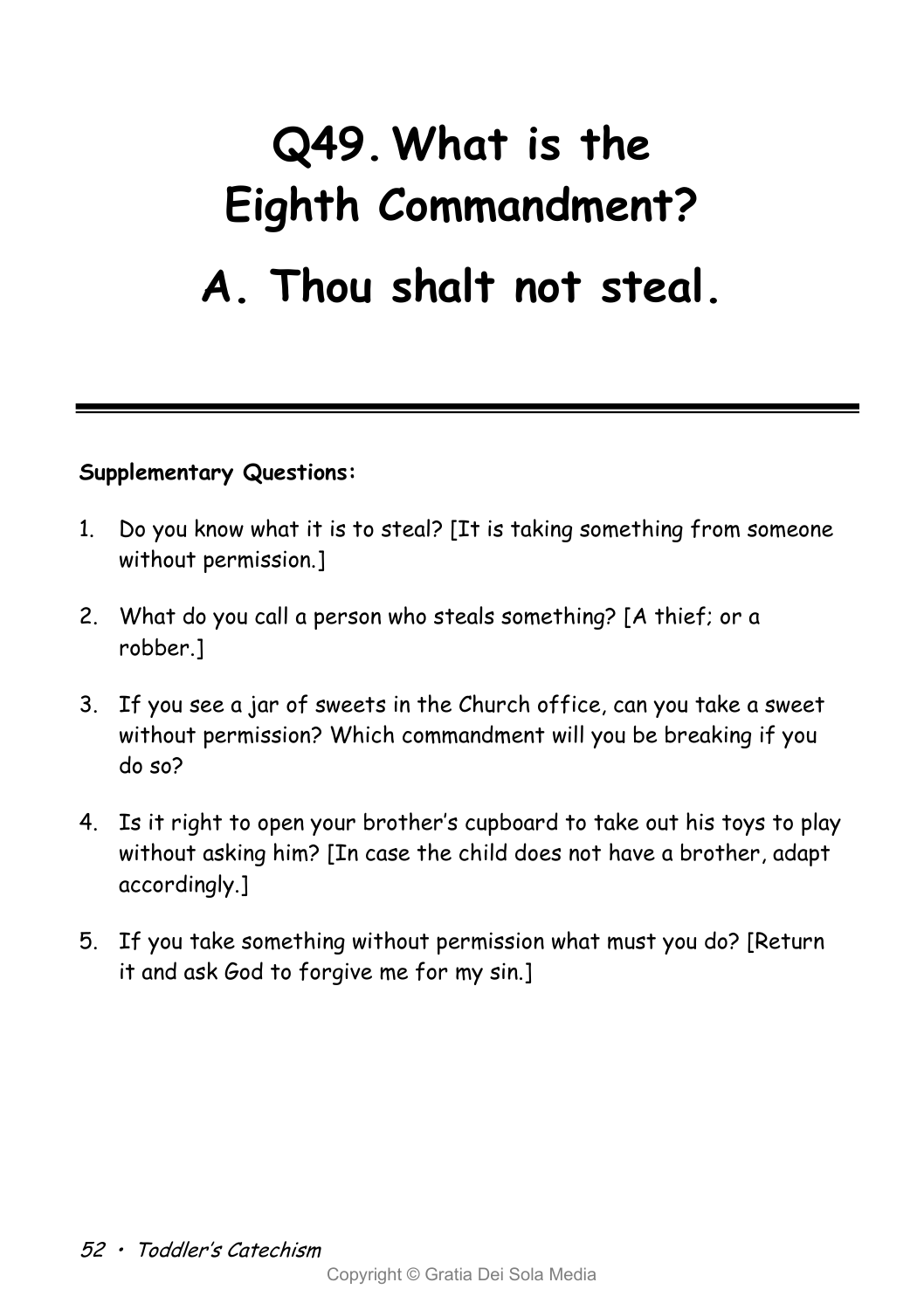# Q49. What is the Eighth Commandment?

# A. Thou shalt not steal.

---

**Supplementary Questions:**

1. Do you know what it is to steal? [It is taking something from someone without permission.]

2. What do you call a person who steals something? [A thief; or a robber.]

3. If you see a jar of sweets in the Church office, can you take a sweet without permission? Which commandment will you be breaking if you do so?

4. Is it right to open your brother's cupboard to take out his toys to play without asking him? [In case the child does not have a brother, adapt accordingly.]

5. If you take something without permission what must you do? [Return it and ask God to forgive me for my sin.]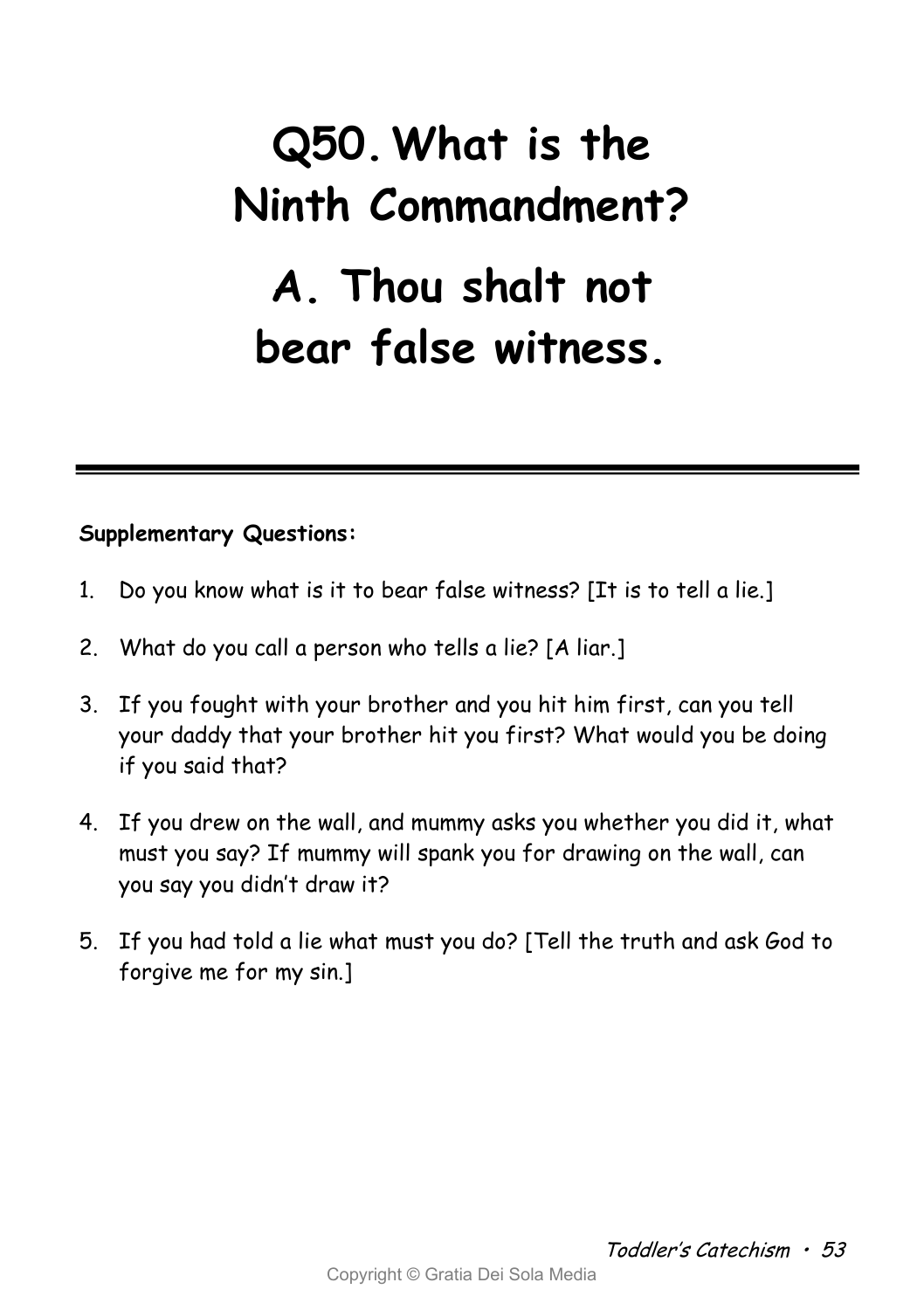# Q50. What is the Ninth Commandment?

# A. Thou shalt not bear false witness.

---

**Supplementary Questions:**

1. Do you know what is it to bear false witness? [It is to tell a lie.]
2. What do you call a person who tells a lie? [A liar.]
3. If you fought with your brother and you hit him first, can you tell your daddy that your brother hit you first? What would you be doing if you said that?
4. If you drew on the wall, and mummy asks you whether you did it, what must you say? If mummy will spank you for drawing on the wall, can you say you didn't draw it?
5. If you had told a lie what must you do? [Tell the truth and ask God to forgive me for my sin.]

Copyright © Gratia Dei Sola Media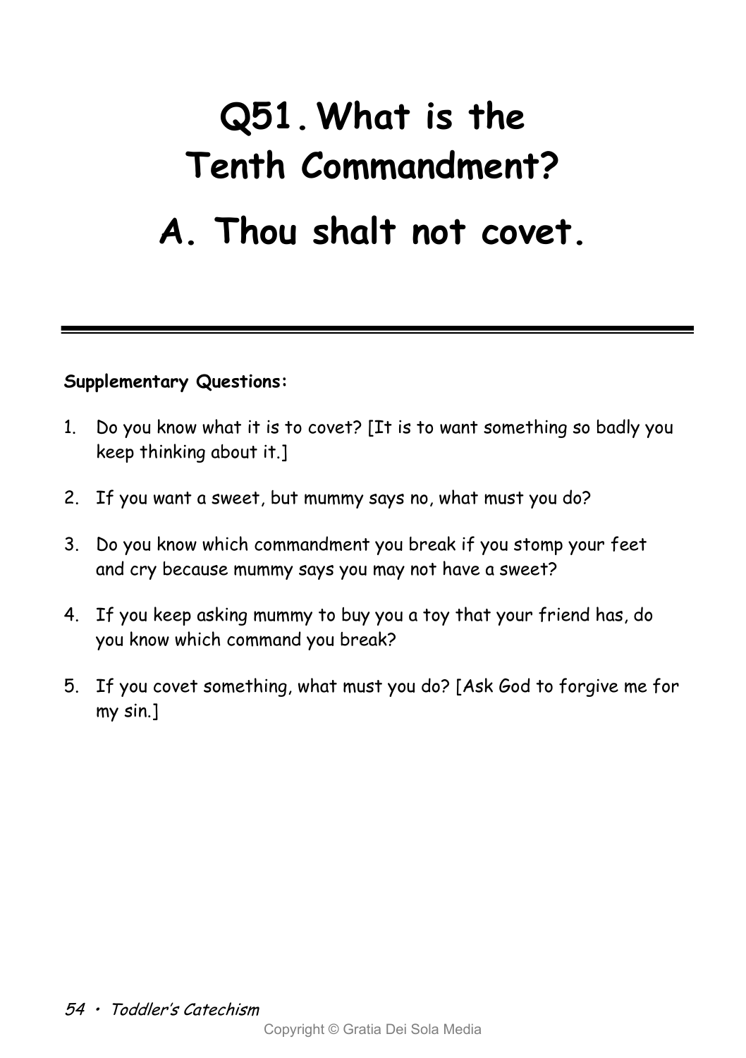# Q51. What is the Tenth Commandment?

# A. Thou shalt not covet.

---

**Supplementary Questions:**

1. Do you know what it is to covet? [It is to want something so badly you keep thinking about it.]
2. If you want a sweet, but mummy says no, what must you do?
3. Do you know which commandment you break if you stomp your feet and cry because mummy says you may not have a sweet?
4. If you keep asking mummy to buy you a toy that your friend has, do you know which command you break?
5. If you covet something, what must you do? [Ask God to forgive me for my sin.]

Copyright © Gratia Dei Sola Media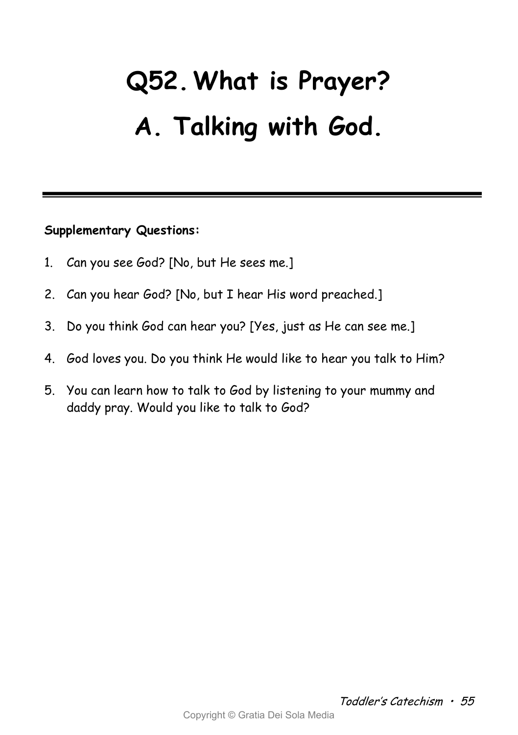# Q52. What is Prayer?

# A. Talking with God.

---

**Supplementary Questions:**

1. Can you see God? [No, but He sees me.]
2. Can you hear God? [No, but I hear His word preached.]
3. Do you think God can hear you? [Yes, just as He can see me.]
4. God loves you. Do you think He would like to hear you talk to Him?
5. You can learn how to talk to God by listening to your mummy and daddy pray. Would you like to talk to God?

Copyright © Gratia Dei Sola Media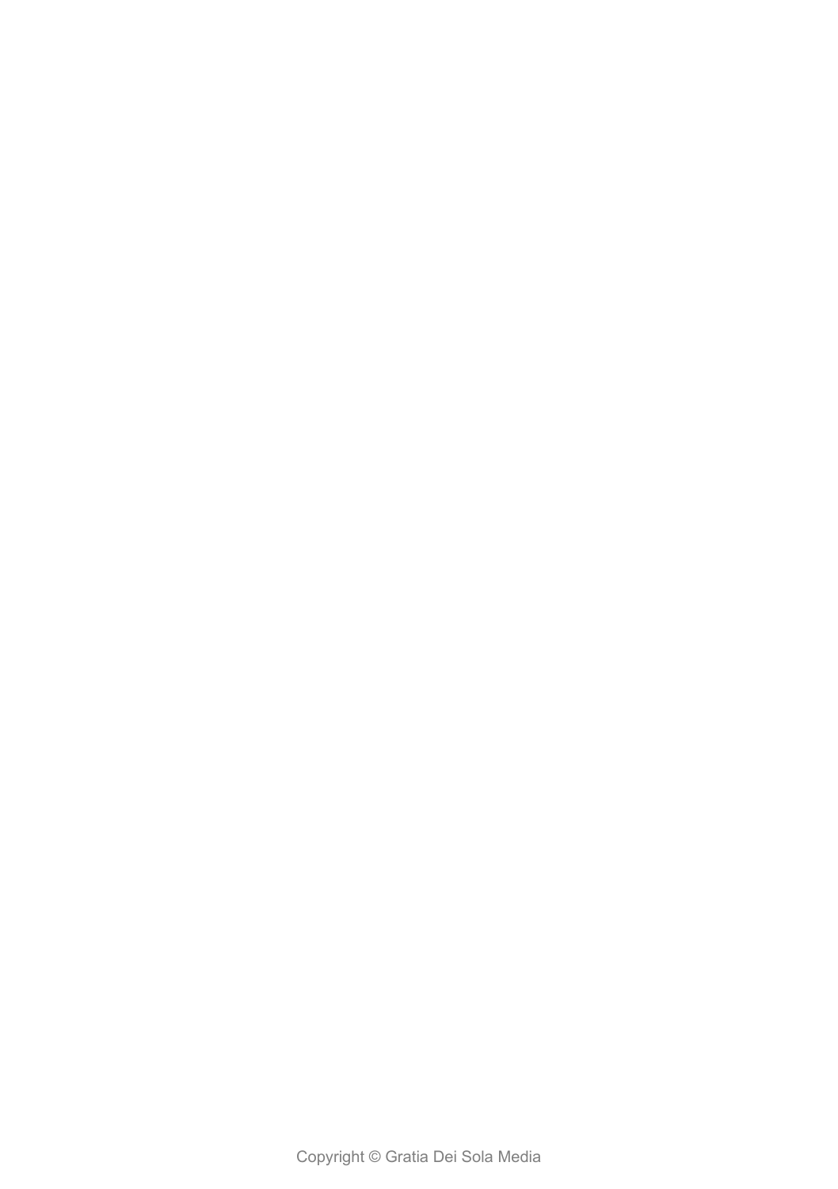Copyright © Gratia Dei Sola Media